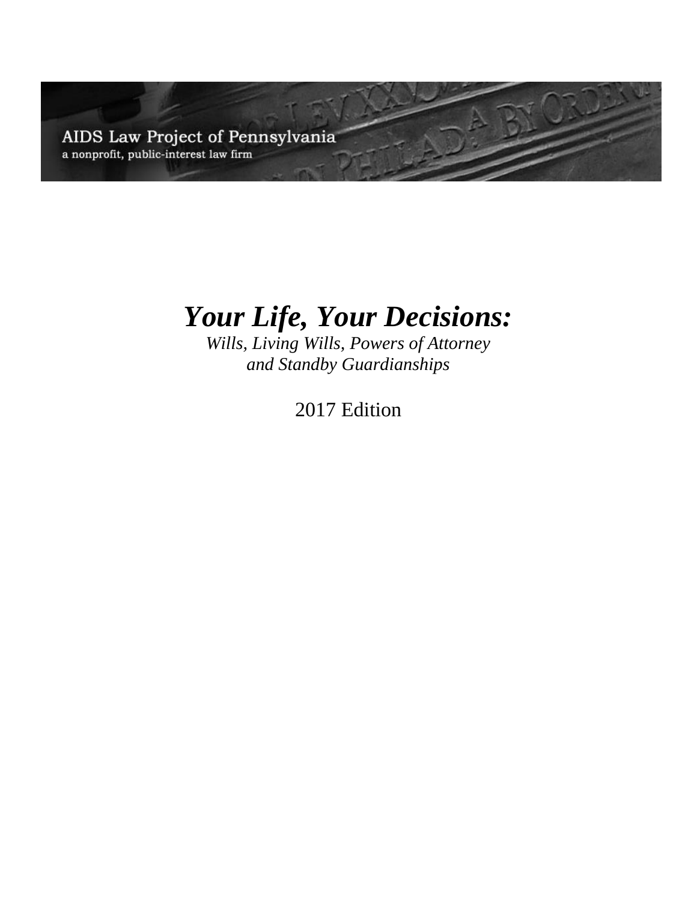AIDS Law Project of Pennsylvania

a nonprofit, public-interest law firm

# *Your Life, Your Decisions:*

*Wills, Living Wills, Powers of Attorney and Standby Guardianships*

2017 Edition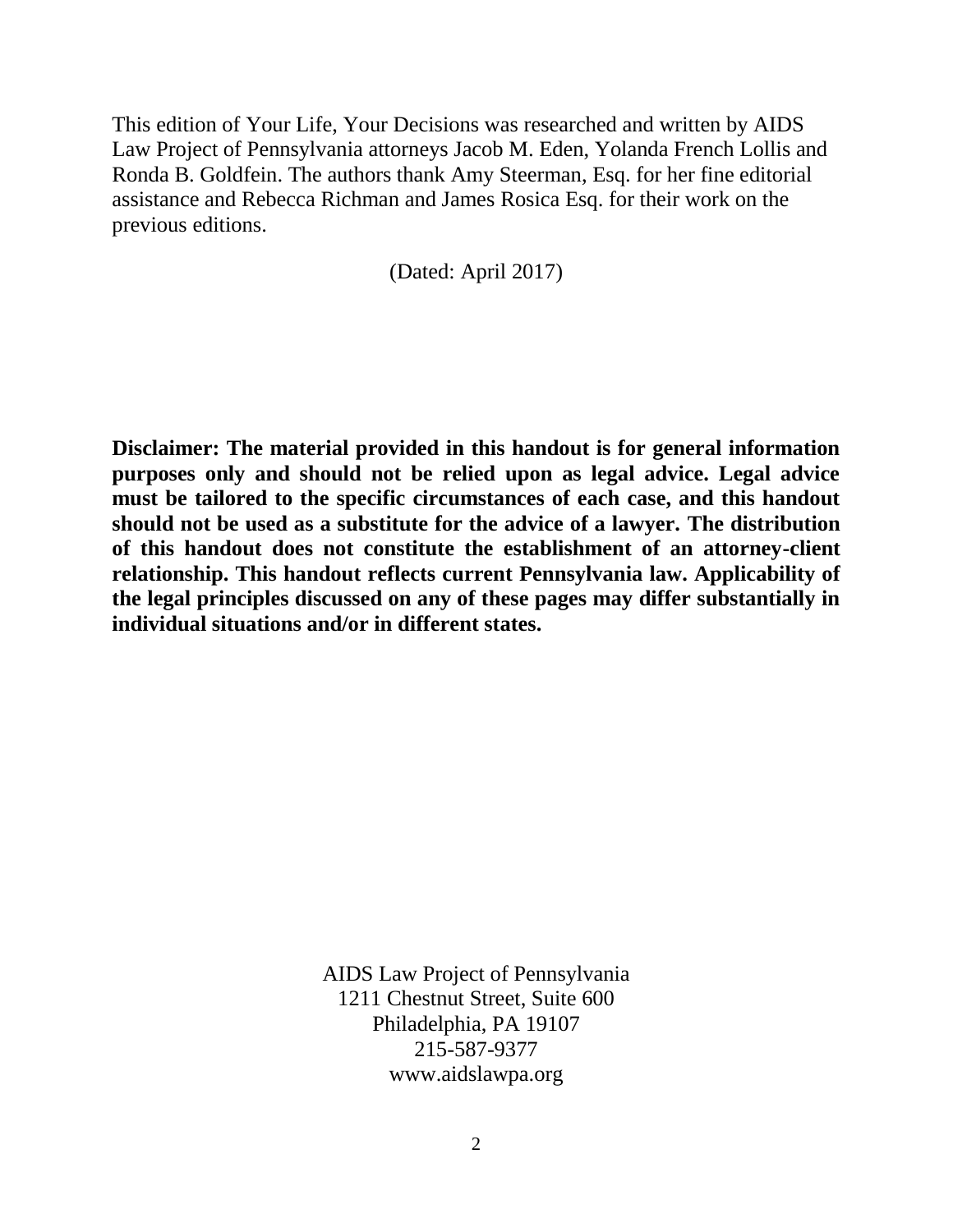This edition of Your Life, Your Decisions was researched and written by AIDS Law Project of Pennsylvania attorneys Jacob M. Eden, Yolanda French Lollis and Ronda B. Goldfein. The authors thank Amy Steerman, Esq. for her fine editorial assistance and Rebecca Richman and James Rosica Esq. for their work on the previous editions.

(Dated: April 2017)

**Disclaimer: The material provided in this handout is for general information purposes only and should not be relied upon as legal advice. Legal advice must be tailored to the specific circumstances of each case, and this handout should not be used as a substitute for the advice of a lawyer. The distribution of this handout does not constitute the establishment of an attorney-client relationship. This handout reflects current Pennsylvania law. Applicability of the legal principles discussed on any of these pages may differ substantially in individual situations and/or in different states.**

AIDS Law Project of Pennsylvania
1211 Chestnut Street, Suite 600
Philadelphia, PA 19107
215-587-9377
www.aidslawpa.org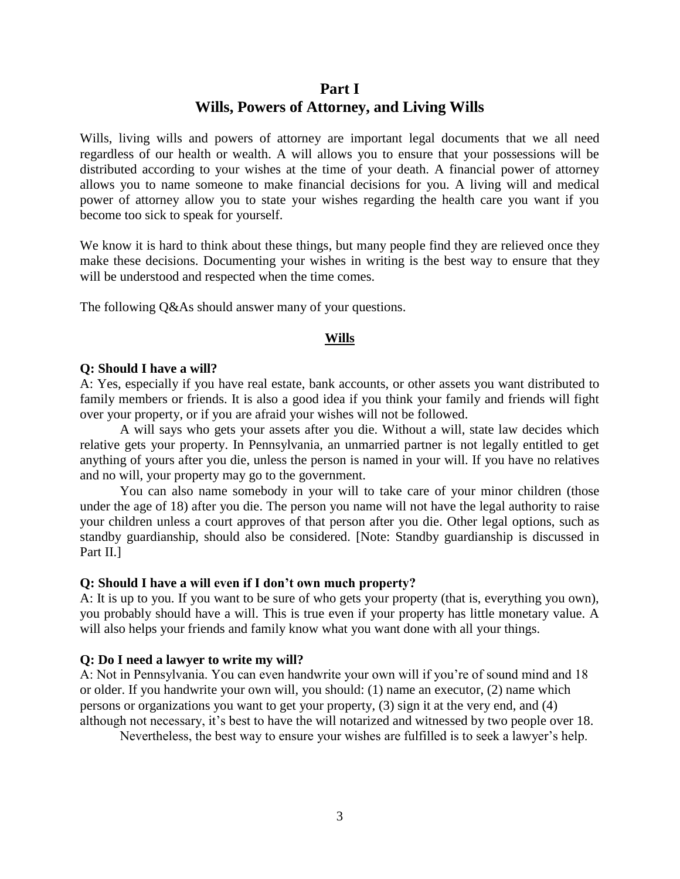# Part I
# Wills, Powers of Attorney, and Living Wills

Wills, living wills and powers of attorney are important legal documents that we all need regardless of our health or wealth. A will allows you to ensure that your possessions will be distributed according to your wishes at the time of your death. A financial power of attorney allows you to name someone to make financial decisions for you. A living will and medical power of attorney allow you to state your wishes regarding the health care you want if you become too sick to speak for yourself.

We know it is hard to think about these things, but many people find they are relieved once they make these decisions. Documenting your wishes in writing is the best way to ensure that they will be understood and respected when the time comes.

The following Q&As should answer many of your questions.

## Wills

**Q: Should I have a will?**

A: Yes, especially if you have real estate, bank accounts, or other assets you want distributed to family members or friends. It is also a good idea if you think your family and friends will fight over your property, or if you are afraid your wishes will not be followed.

A will says who gets your assets after you die. Without a will, state law decides which relative gets your property. In Pennsylvania, an unmarried partner is not legally entitled to get anything of yours after you die, unless the person is named in your will. If you have no relatives and no will, your property may go to the government.

You can also name somebody in your will to take care of your minor children (those under the age of 18) after you die. The person you name will not have the legal authority to raise your children unless a court approves of that person after you die. Other legal options, such as standby guardianship, should also be considered. [Note: Standby guardianship is discussed in Part II.]

**Q: Should I have a will even if I don't own much property?**

A: It is up to you. If you want to be sure of who gets your property (that is, everything you own), you probably should have a will. This is true even if your property has little monetary value. A will also helps your friends and family know what you want done with all your things.

**Q: Do I need a lawyer to write my will?**

A: Not in Pennsylvania. You can even handwrite your own will if you're of sound mind and 18 or older. If you handwrite your own will, you should: (1) name an executor, (2) name which persons or organizations you want to get your property, (3) sign it at the very end, and (4) although not necessary, it's best to have the will notarized and witnessed by two people over 18.

Nevertheless, the best way to ensure your wishes are fulfilled is to seek a lawyer's help.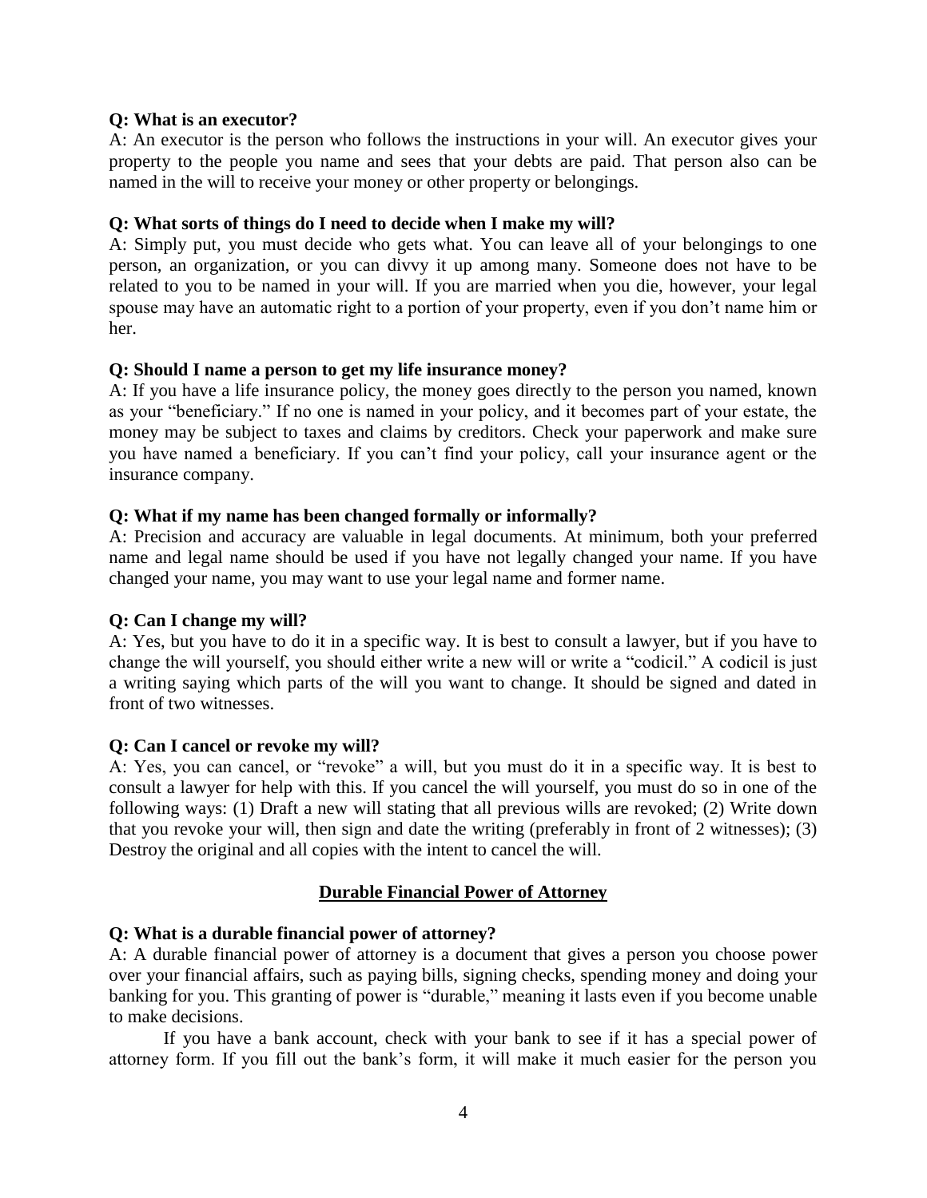**Q: What is an executor?**

A: An executor is the person who follows the instructions in your will. An executor gives your property to the people you name and sees that your debts are paid. That person also can be named in the will to receive your money or other property or belongings.

**Q: What sorts of things do I need to decide when I make my will?**

A: Simply put, you must decide who gets what. You can leave all of your belongings to one person, an organization, or you can divvy it up among many. Someone does not have to be related to you to be named in your will. If you are married when you die, however, your legal spouse may have an automatic right to a portion of your property, even if you don't name him or her.

**Q: Should I name a person to get my life insurance money?**

A: If you have a life insurance policy, the money goes directly to the person you named, known as your "beneficiary." If no one is named in your policy, and it becomes part of your estate, the money may be subject to taxes and claims by creditors. Check your paperwork and make sure you have named a beneficiary. If you can't find your policy, call your insurance agent or the insurance company.

**Q: What if my name has been changed formally or informally?**

A: Precision and accuracy are valuable in legal documents. At minimum, both your preferred name and legal name should be used if you have not legally changed your name. If you have changed your name, you may want to use your legal name and former name.

**Q: Can I change my will?**

A: Yes, but you have to do it in a specific way. It is best to consult a lawyer, but if you have to change the will yourself, you should either write a new will or write a "codicil." A codicil is just a writing saying which parts of the will you want to change. It should be signed and dated in front of two witnesses.

**Q: Can I cancel or revoke my will?**

A: Yes, you can cancel, or "revoke" a will, but you must do it in a specific way. It is best to consult a lawyer for help with this. If you cancel the will yourself, you must do so in one of the following ways: (1) Draft a new will stating that all previous wills are revoked; (2) Write down that you revoke your will, then sign and date the writing (preferably in front of 2 witnesses); (3) Destroy the original and all copies with the intent to cancel the will.

## Durable Financial Power of Attorney

**Q: What is a durable financial power of attorney?**

A: A durable financial power of attorney is a document that gives a person you choose power over your financial affairs, such as paying bills, signing checks, spending money and doing your banking for you. This granting of power is "durable," meaning it lasts even if you become unable to make decisions.

If you have a bank account, check with your bank to see if it has a special power of attorney form. If you fill out the bank's form, it will make it much easier for the person you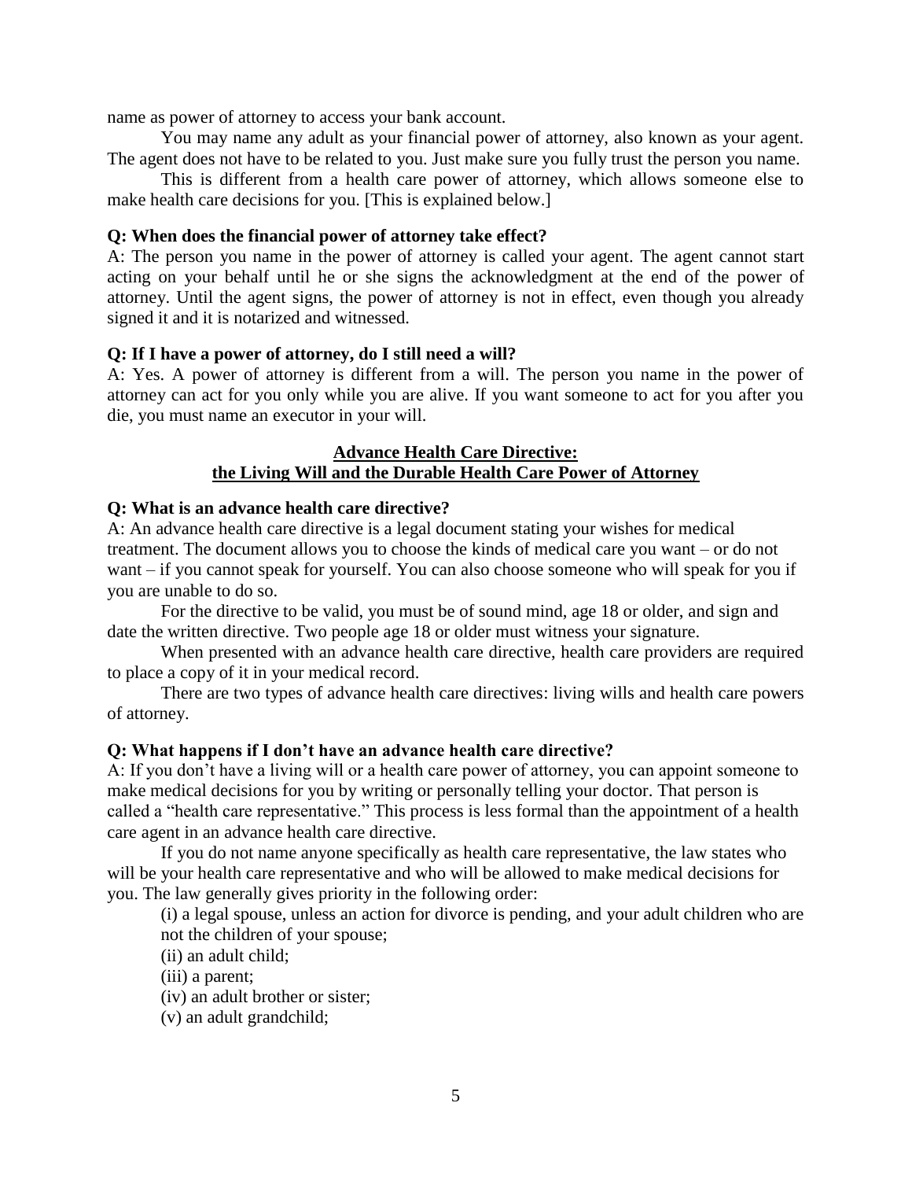name as power of attorney to access your bank account.

You may name any adult as your financial power of attorney, also known as your agent. The agent does not have to be related to you. Just make sure you fully trust the person you name.

This is different from a health care power of attorney, which allows someone else to make health care decisions for you. [This is explained below.]

**Q: When does the financial power of attorney take effect?**

A: The person you name in the power of attorney is called your agent. The agent cannot start acting on your behalf until he or she signs the acknowledgment at the end of the power of attorney. Until the agent signs, the power of attorney is not in effect, even though you already signed it and it is notarized and witnessed.

**Q: If I have a power of attorney, do I still need a will?**

A: Yes. A power of attorney is different from a will. The person you name in the power of attorney can act for you only while you are alive. If you want someone to act for you after you die, you must name an executor in your will.

## Advance Health Care Directive: the Living Will and the Durable Health Care Power of Attorney

**Q: What is an advance health care directive?**

A: An advance health care directive is a legal document stating your wishes for medical treatment. The document allows you to choose the kinds of medical care you want – or do not want – if you cannot speak for yourself. You can also choose someone who will speak for you if you are unable to do so.

For the directive to be valid, you must be of sound mind, age 18 or older, and sign and date the written directive. Two people age 18 or older must witness your signature.

When presented with an advance health care directive, health care providers are required to place a copy of it in your medical record.

There are two types of advance health care directives: living wills and health care powers of attorney.

**Q: What happens if I don't have an advance health care directive?**

A: If you don't have a living will or a health care power of attorney, you can appoint someone to make medical decisions for you by writing or personally telling your doctor. That person is called a "health care representative." This process is less formal than the appointment of a health care agent in an advance health care directive.

If you do not name anyone specifically as health care representative, the law states who will be your health care representative and who will be allowed to make medical decisions for you. The law generally gives priority in the following order:

(i) a legal spouse, unless an action for divorce is pending, and your adult children who are not the children of your spouse;
(ii) an adult child;
(iii) a parent;
(iv) an adult brother or sister;
(v) an adult grandchild;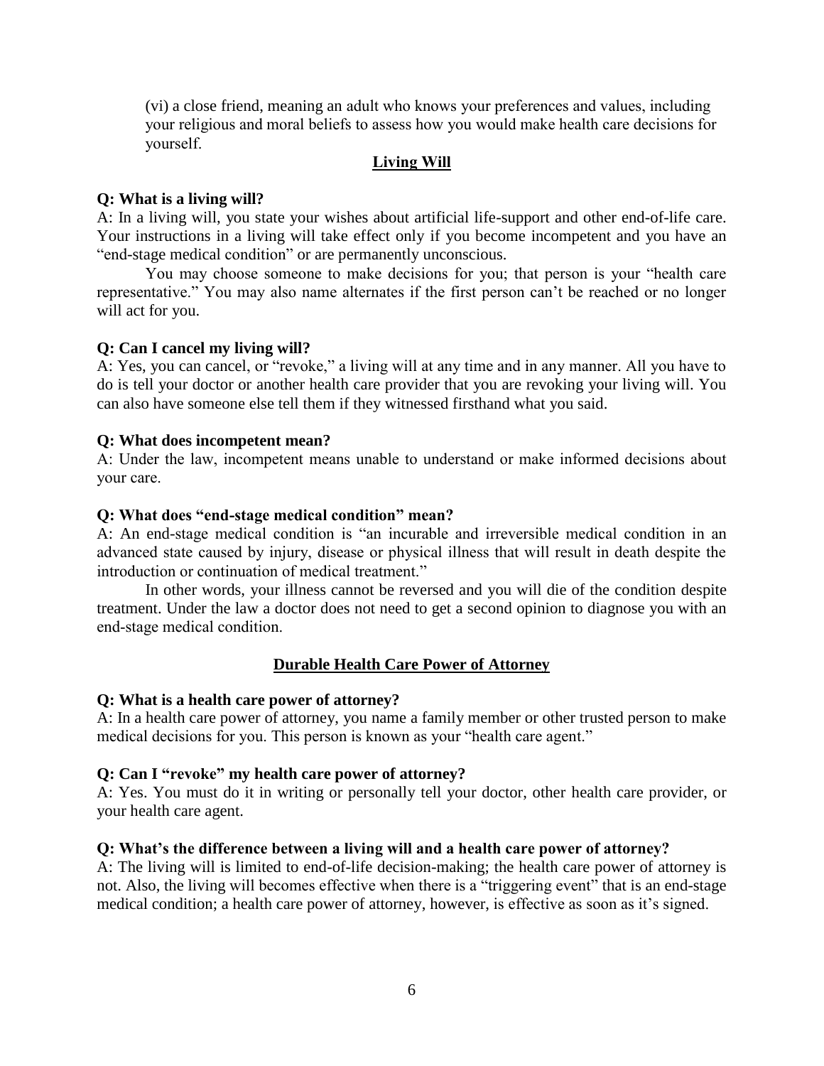(vi) a close friend, meaning an adult who knows your preferences and values, including your religious and moral beliefs to assess how you would make health care decisions for yourself.

## Living Will

**Q: What is a living will?**

A: In a living will, you state your wishes about artificial life-support and other end-of-life care. Your instructions in a living will take effect only if you become incompetent and you have an "end-stage medical condition" or are permanently unconscious.

You may choose someone to make decisions for you; that person is your "health care representative." You may also name alternates if the first person can't be reached or no longer will act for you.

**Q: Can I cancel my living will?**

A: Yes, you can cancel, or "revoke," a living will at any time and in any manner. All you have to do is tell your doctor or another health care provider that you are revoking your living will. You can also have someone else tell them if they witnessed firsthand what you said.

**Q: What does incompetent mean?**

A: Under the law, incompetent means unable to understand or make informed decisions about your care.

**Q: What does "end-stage medical condition" mean?**

A: An end-stage medical condition is "an incurable and irreversible medical condition in an advanced state caused by injury, disease or physical illness that will result in death despite the introduction or continuation of medical treatment."

In other words, your illness cannot be reversed and you will die of the condition despite treatment. Under the law a doctor does not need to get a second opinion to diagnose you with an end-stage medical condition.

## Durable Health Care Power of Attorney

**Q: What is a health care power of attorney?**

A: In a health care power of attorney, you name a family member or other trusted person to make medical decisions for you. This person is known as your "health care agent."

**Q: Can I "revoke" my health care power of attorney?**

A: Yes. You must do it in writing or personally tell your doctor, other health care provider, or your health care agent.

**Q: What's the difference between a living will and a health care power of attorney?**

A: The living will is limited to end-of-life decision-making; the health care power of attorney is not. Also, the living will becomes effective when there is a "triggering event" that is an end-stage medical condition; a health care power of attorney, however, is effective as soon as it's signed.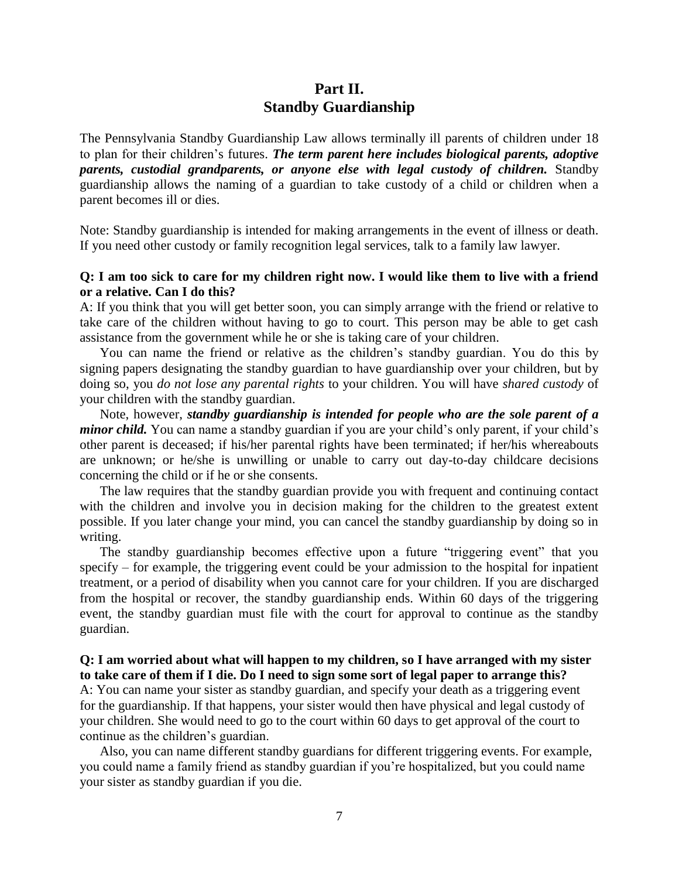# Part II.
# Standby Guardianship

The Pennsylvania Standby Guardianship Law allows terminally ill parents of children under 18 to plan for their children's futures. ***The term parent here includes biological parents, adoptive parents, custodial grandparents, or anyone else with legal custody of children.*** Standby guardianship allows the naming of a guardian to take custody of a child or children when a parent becomes ill or dies.

Note: Standby guardianship is intended for making arrangements in the event of illness or death. If you need other custody or family recognition legal services, talk to a family law lawyer.

**Q: I am too sick to care for my children right now. I would like them to live with a friend or a relative. Can I do this?**

A: If you think that you will get better soon, you can simply arrange with the friend or relative to take care of the children without having to go to court. This person may be able to get cash assistance from the government while he or she is taking care of your children.

You can name the friend or relative as the children's standby guardian. You do this by signing papers designating the standby guardian to have guardianship over your children, but by doing so, you *do not lose any parental rights* to your children. You will have *shared custody* of your children with the standby guardian.

Note, however, ***standby guardianship is intended for people who are the sole parent of a minor child.*** You can name a standby guardian if you are your child's only parent, if your child's other parent is deceased; if his/her parental rights have been terminated; if her/his whereabouts are unknown; or he/she is unwilling or unable to carry out day-to-day childcare decisions concerning the child or if he or she consents.

The law requires that the standby guardian provide you with frequent and continuing contact with the children and involve you in decision making for the children to the greatest extent possible. If you later change your mind, you can cancel the standby guardianship by doing so in writing.

The standby guardianship becomes effective upon a future "triggering event" that you specify – for example, the triggering event could be your admission to the hospital for inpatient treatment, or a period of disability when you cannot care for your children. If you are discharged from the hospital or recover, the standby guardianship ends. Within 60 days of the triggering event, the standby guardian must file with the court for approval to continue as the standby guardian.

**Q: I am worried about what will happen to my children, so I have arranged with my sister to take care of them if I die. Do I need to sign some sort of legal paper to arrange this?**

A: You can name your sister as standby guardian, and specify your death as a triggering event for the guardianship. If that happens, your sister would then have physical and legal custody of your children. She would need to go to the court within 60 days to get approval of the court to continue as the children's guardian.

Also, you can name different standby guardians for different triggering events. For example, you could name a family friend as standby guardian if you're hospitalized, but you could name your sister as standby guardian if you die.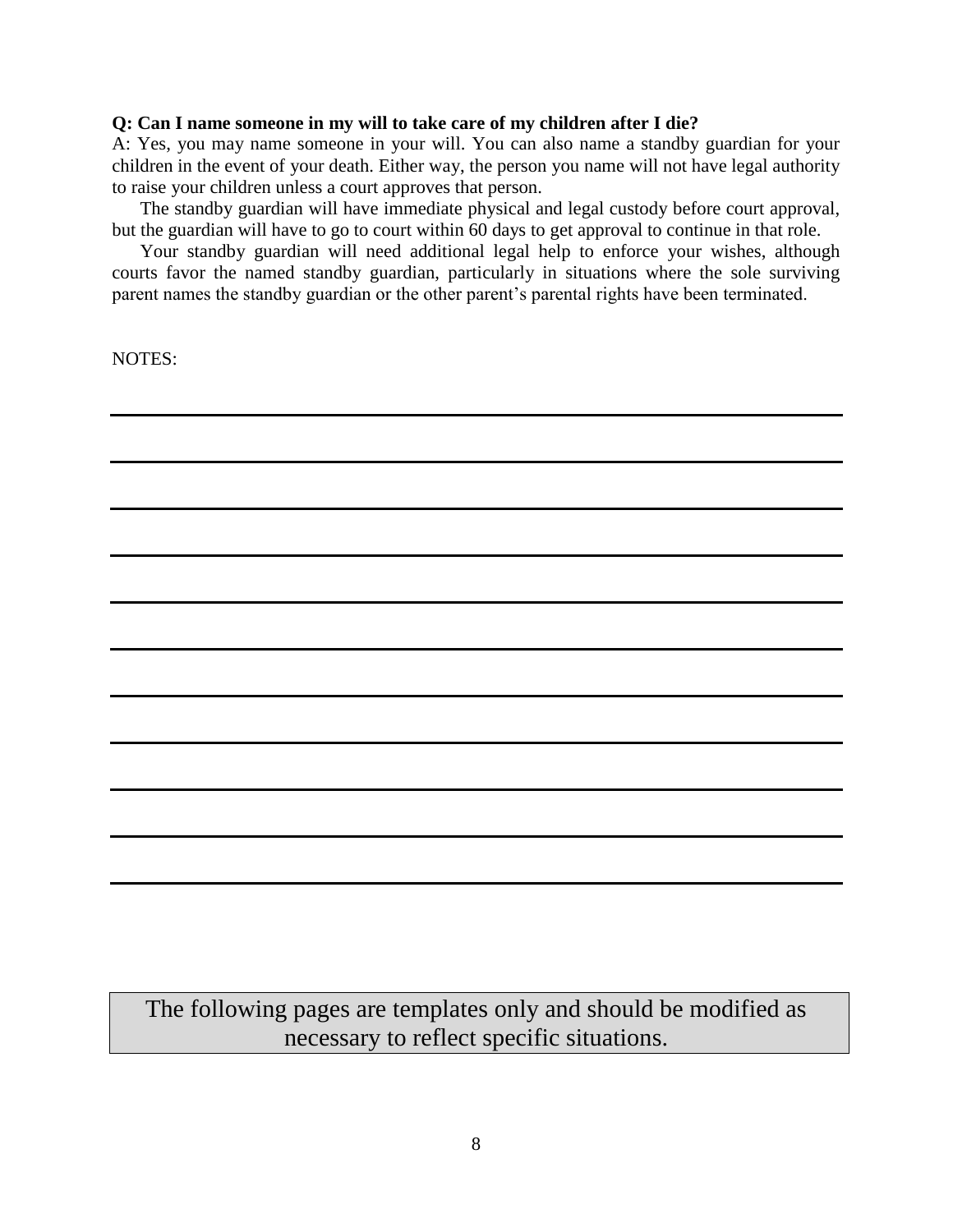**Q: Can I name someone in my will to take care of my children after I die?**

A: Yes, you may name someone in your will. You can also name a standby guardian for your children in the event of your death. Either way, the person you name will not have legal authority to raise your children unless a court approves that person.

The standby guardian will have immediate physical and legal custody before court approval, but the guardian will have to go to court within 60 days to get approval to continue in that role.

Your standby guardian will need additional legal help to enforce your wishes, although courts favor the named standby guardian, particularly in situations where the sole surviving parent names the standby guardian or the other parent's parental rights have been terminated.

NOTES:

\_\_\_\_\_\_\_\_\_\_\_\_\_\_\_\_\_\_\_\_\_\_\_\_\_\_\_\_\_\_\_\_\_\_\_\_\_\_\_\_\_\_\_\_\_\_\_\_\_\_\_\_\_\_\_\_\_\_\_\_\_\_\_\_\_\_\_\_\_\_\_\_

\_\_\_\_\_\_\_\_\_\_\_\_\_\_\_\_\_\_\_\_\_\_\_\_\_\_\_\_\_\_\_\_\_\_\_\_\_\_\_\_\_\_\_\_\_\_\_\_\_\_\_\_\_\_\_\_\_\_\_\_\_\_\_\_\_\_\_\_\_\_\_\_

\_\_\_\_\_\_\_\_\_\_\_\_\_\_\_\_\_\_\_\_\_\_\_\_\_\_\_\_\_\_\_\_\_\_\_\_\_\_\_\_\_\_\_\_\_\_\_\_\_\_\_\_\_\_\_\_\_\_\_\_\_\_\_\_\_\_\_\_\_\_\_\_

\_\_\_\_\_\_\_\_\_\_\_\_\_\_\_\_\_\_\_\_\_\_\_\_\_\_\_\_\_\_\_\_\_\_\_\_\_\_\_\_\_\_\_\_\_\_\_\_\_\_\_\_\_\_\_\_\_\_\_\_\_\_\_\_\_\_\_\_\_\_\_\_

\_\_\_\_\_\_\_\_\_\_\_\_\_\_\_\_\_\_\_\_\_\_\_\_\_\_\_\_\_\_\_\_\_\_\_\_\_\_\_\_\_\_\_\_\_\_\_\_\_\_\_\_\_\_\_\_\_\_\_\_\_\_\_\_\_\_\_\_\_\_\_\_

\_\_\_\_\_\_\_\_\_\_\_\_\_\_\_\_\_\_\_\_\_\_\_\_\_\_\_\_\_\_\_\_\_\_\_\_\_\_\_\_\_\_\_\_\_\_\_\_\_\_\_\_\_\_\_\_\_\_\_\_\_\_\_\_\_\_\_\_\_\_\_\_

\_\_\_\_\_\_\_\_\_\_\_\_\_\_\_\_\_\_\_\_\_\_\_\_\_\_\_\_\_\_\_\_\_\_\_\_\_\_\_\_\_\_\_\_\_\_\_\_\_\_\_\_\_\_\_\_\_\_\_\_\_\_\_\_\_\_\_\_\_\_\_\_

\_\_\_\_\_\_\_\_\_\_\_\_\_\_\_\_\_\_\_\_\_\_\_\_\_\_\_\_\_\_\_\_\_\_\_\_\_\_\_\_\_\_\_\_\_\_\_\_\_\_\_\_\_\_\_\_\_\_\_\_\_\_\_\_\_\_\_\_\_\_\_\_

\_\_\_\_\_\_\_\_\_\_\_\_\_\_\_\_\_\_\_\_\_\_\_\_\_\_\_\_\_\_\_\_\_\_\_\_\_\_\_\_\_\_\_\_\_\_\_\_\_\_\_\_\_\_\_\_\_\_\_\_\_\_\_\_\_\_\_\_\_\_\_\_

\_\_\_\_\_\_\_\_\_\_\_\_\_\_\_\_\_\_\_\_\_\_\_\_\_\_\_\_\_\_\_\_\_\_\_\_\_\_\_\_\_\_\_\_\_\_\_\_\_\_\_\_\_\_\_\_\_\_\_\_\_\_\_\_\_\_\_\_\_\_\_\_

\_\_\_\_\_\_\_\_\_\_\_\_\_\_\_\_\_\_\_\_\_\_\_\_\_\_\_\_\_\_\_\_\_\_\_\_\_\_\_\_\_\_\_\_\_\_\_\_\_\_\_\_\_\_\_\_\_\_\_\_\_\_\_\_\_\_\_\_\_\_\_\_

The following pages are templates only and should be modified as necessary to reflect specific situations.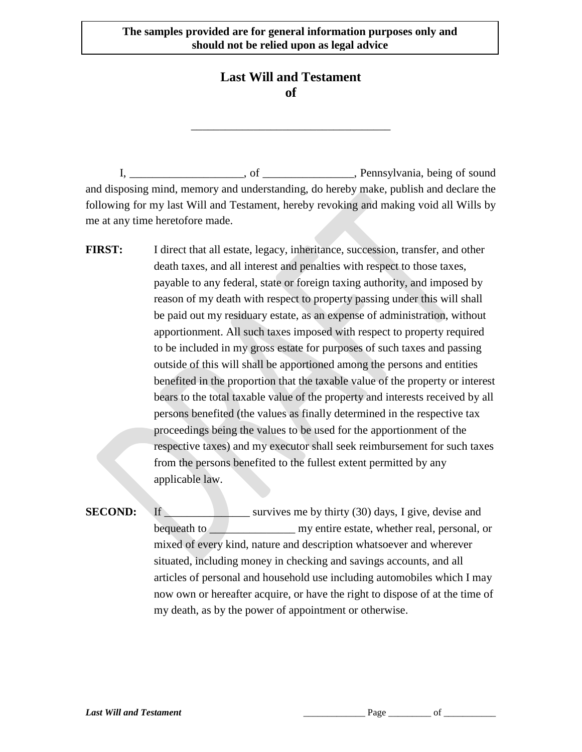**The samples provided are for general information purposes only and should not be relied upon as legal advice**

# Last Will and Testament of

__________________________________

I, ____________________, of ________________, Pennsylvania, being of sound and disposing mind, memory and understanding, do hereby make, publish and declare the following for my last Will and Testament, hereby revoking and making void all Wills by me at any time heretofore made.

**FIRST:** I direct that all estate, legacy, inheritance, succession, transfer, and other death taxes, and all interest and penalties with respect to those taxes, payable to any federal, state or foreign taxing authority, and imposed by reason of my death with respect to property passing under this will shall be paid out my residuary estate, as an expense of administration, without apportionment. All such taxes imposed with respect to property required to be included in my gross estate for purposes of such taxes and passing outside of this will shall be apportioned among the persons and entities benefited in the proportion that the taxable value of the property or interest bears to the total taxable value of the property and interests received by all persons benefited (the values as finally determined in the respective tax proceedings being the values to be used for the apportionment of the respective taxes) and my executor shall seek reimbursement for such taxes from the persons benefited to the fullest extent permitted by any applicable law.

**SECOND:** If _______________ survives me by thirty (30) days, I give, devise and bequeath to _______________ my entire estate, whether real, personal, or mixed of every kind, nature and description whatsoever and wherever situated, including money in checking and savings accounts, and all articles of personal and household use including automobiles which I may now own or hereafter acquire, or have the right to dispose of at the time of my death, as by the power of appointment or otherwise.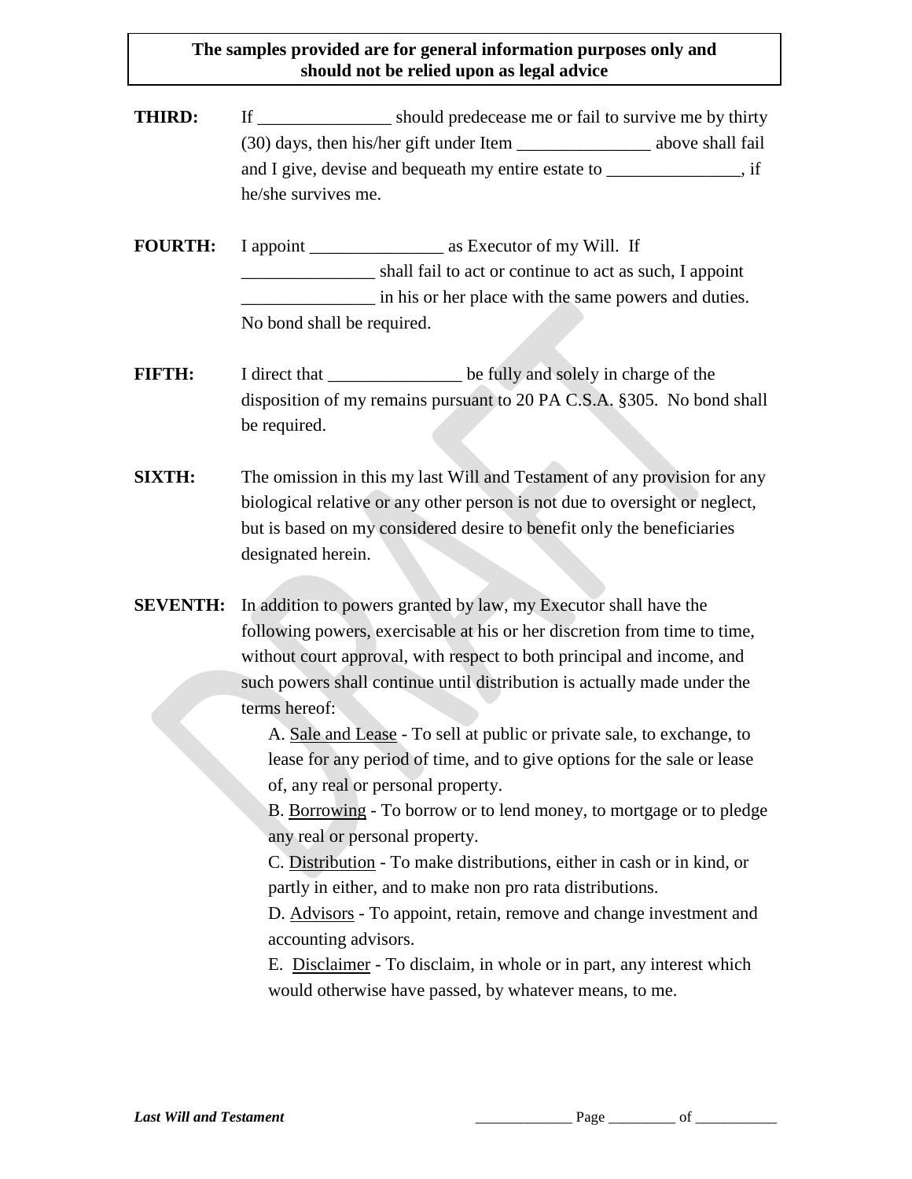**The samples provided are for general information purposes only and should not be relied upon as legal advice**

**THIRD:** If _______________ should predecease me or fail to survive me by thirty (30) days, then his/her gift under Item _______________ above shall fail and I give, devise and bequeath my entire estate to _______________, if he/she survives me.

**FOURTH:** I appoint _______________ as Executor of my Will. If _______________ shall fail to act or continue to act as such, I appoint _______________ in his or her place with the same powers and duties. No bond shall be required.

**FIFTH:** I direct that _______________ be fully and solely in charge of the disposition of my remains pursuant to 20 PA C.S.A. §305. No bond shall be required.

**SIXTH:** The omission in this my last Will and Testament of any provision for any biological relative or any other person is not due to oversight or neglect, but is based on my considered desire to benefit only the beneficiaries designated herein.

**SEVENTH:** In addition to powers granted by law, my Executor shall have the following powers, exercisable at his or her discretion from time to time, without court approval, with respect to both principal and income, and such powers shall continue until distribution is actually made under the terms hereof:

A. <u>Sale and Lease</u> - To sell at public or private sale, to exchange, to lease for any period of time, and to give options for the sale or lease of, any real or personal property.

B. <u>Borrowing</u> - To borrow or to lend money, to mortgage or to pledge any real or personal property.

C. <u>Distribution</u> - To make distributions, either in cash or in kind, or partly in either, and to make non pro rata distributions.

D. <u>Advisors</u> - To appoint, retain, remove and change investment and accounting advisors.

E. <u>Disclaimer</u> - To disclaim, in whole or in part, any interest which would otherwise have passed, by whatever means, to me.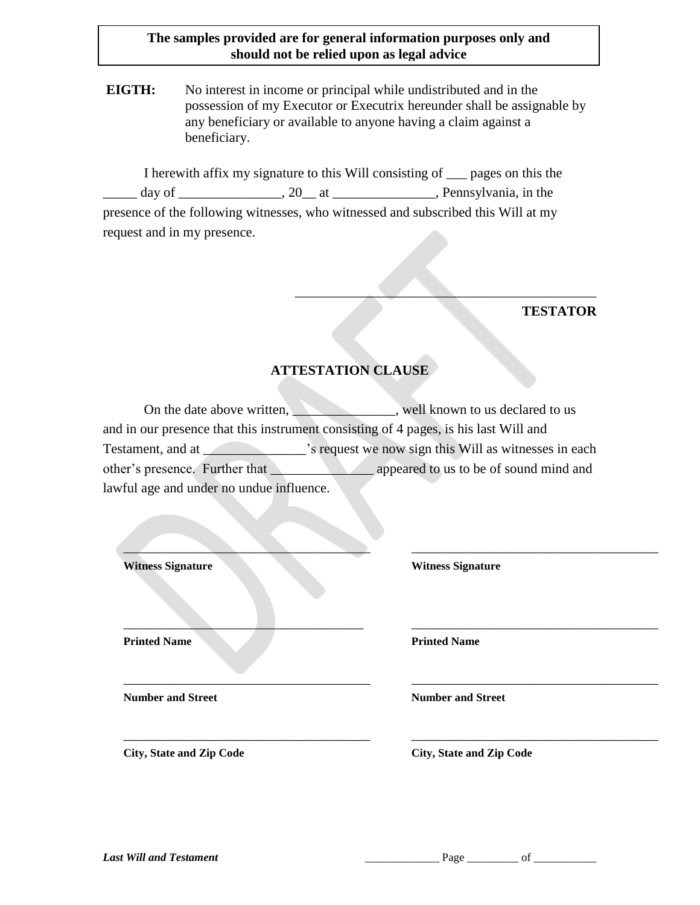**The samples provided are for general information purposes only and should not be relied upon as legal advice**

**EIGTH:** No interest in income or principal while undistributed and in the possession of my Executor or Executrix hereunder shall be assignable by any beneficiary or available to anyone having a claim against a beneficiary.

I herewith affix my signature to this Will consisting of ___ pages on this the _____ day of _______________, 20__ at _______________, Pennsylvania, in the presence of the following witnesses, who witnessed and subscribed this Will at my request and in my presence.

_____________________________________________

**TESTATOR**

## ATTESTATION CLAUSE

On the date above written, _______________, well known to us declared to us and in our presence that this instrument consisting of 4 pages, is his last Will and Testament, and at _______________'s request we now sign this Will as witnesses in each other's presence. Further that _______________ appeared to us to be of sound mind and lawful age and under no undue influence.

| | |
|---|---|
| _______________________________________ | _______________________________________ |
| **Witness Signature** | **Witness Signature** |
| _______________________________________ | _______________________________________ |
| **Printed Name** | **Printed Name** |
| _______________________________________ | _______________________________________ |
| **Number and Street** | **Number and Street** |
| _______________________________________ | _______________________________________ |
| **City, State and Zip Code** | **City, State and Zip Code** |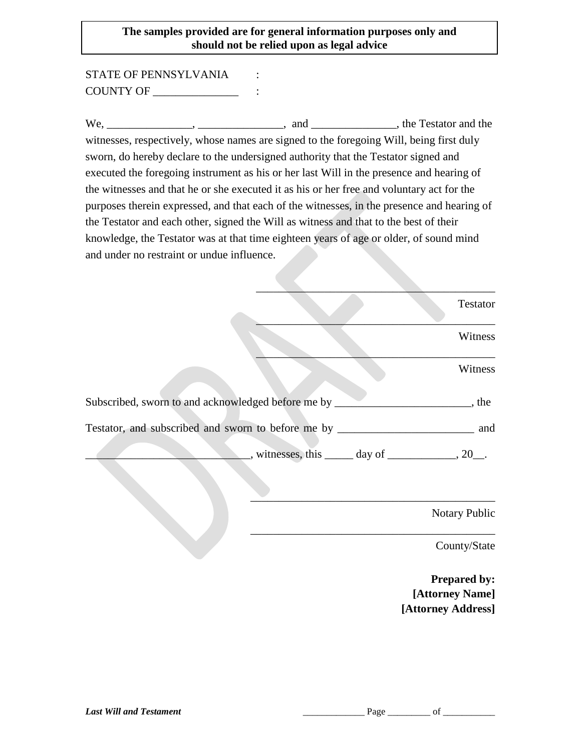**The samples provided are for general information purposes only and should not be relied upon as legal advice**

STATE OF PENNSYLVANIA :
COUNTY OF _______________ :

We, _______________, _______________, and _______________, the Testator and the witnesses, respectively, whose names are signed to the foregoing Will, being first duly sworn, do hereby declare to the undersigned authority that the Testator signed and executed the foregoing instrument as his or her last Will in the presence and hearing of the witnesses and that he or she executed it as his or her free and voluntary act for the purposes therein expressed, and that each of the witnesses, in the presence and hearing of the Testator and each other, signed the Will as witness and that to the best of their knowledge, the Testator was at that time eighteen years of age or older, of sound mind and under no restraint or undue influence.

__________________________________________
Testator

__________________________________________
Witness

__________________________________________
Witness

Subscribed, sworn to and acknowledged before me by ________________________, the Testator, and subscribed and sworn to before me by ________________________ and ______________________________, witnesses, this _____ day of ____________, 20__.

__________________________________________
Notary Public

__________________________________________
County/State

**Prepared by:**
**[Attorney Name]**
**[Attorney Address]**

*Last Will and Testament* _____________ Page _________ of ___________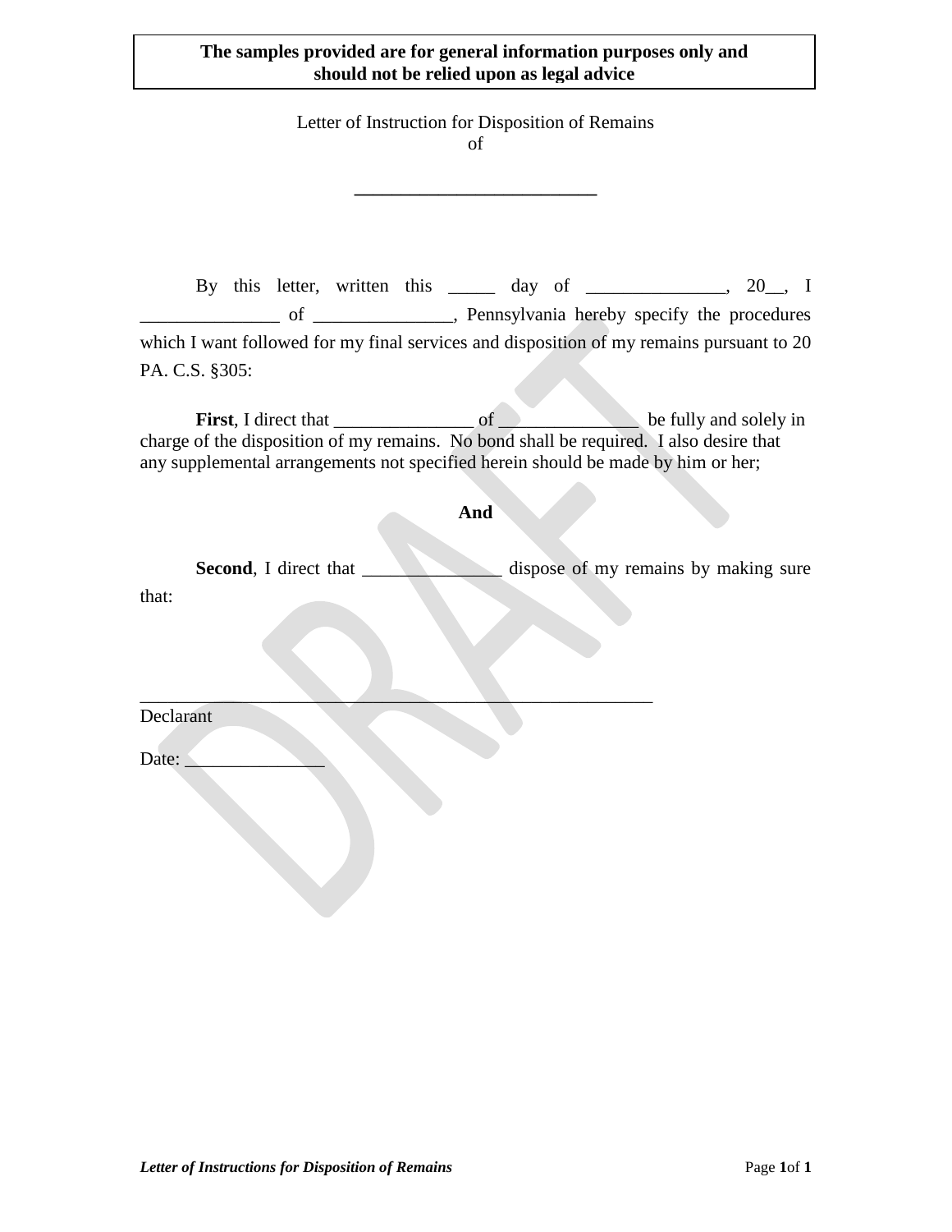**The samples provided are for general information purposes only and should not be relied upon as legal advice**

Letter of Instruction for Disposition of Remains
of

\_\_\_\_\_\_\_\_\_\_\_\_\_\_\_\_\_\_\_\_\_\_\_\_\_\_

By this letter, written this \_\_\_\_\_ day of \_\_\_\_\_\_\_\_\_\_\_\_\_\_\_, 20\_\_, I \_\_\_\_\_\_\_\_\_\_\_\_\_\_\_ of \_\_\_\_\_\_\_\_\_\_\_\_\_\_\_, Pennsylvania hereby specify the procedures which I want followed for my final services and disposition of my remains pursuant to 20 PA. C.S. §305:

**First**, I direct that \_\_\_\_\_\_\_\_\_\_\_\_\_\_\_ of \_\_\_\_\_\_\_\_\_\_\_\_\_\_\_ be fully and solely in charge of the disposition of my remains. No bond shall be required. I also desire that any supplemental arrangements not specified herein should be made by him or her;

**And**

**Second**, I direct that \_\_\_\_\_\_\_\_\_\_\_\_\_\_\_ dispose of my remains by making sure that:

\_\_\_\_\_\_\_\_\_\_\_\_\_\_\_\_\_\_\_\_\_\_\_\_\_\_\_\_\_\_\_\_\_\_\_\_\_\_\_\_\_\_\_\_\_\_\_\_\_\_\_\_\_\_
Declarant

Date: \_\_\_\_\_\_\_\_\_\_\_\_\_\_\_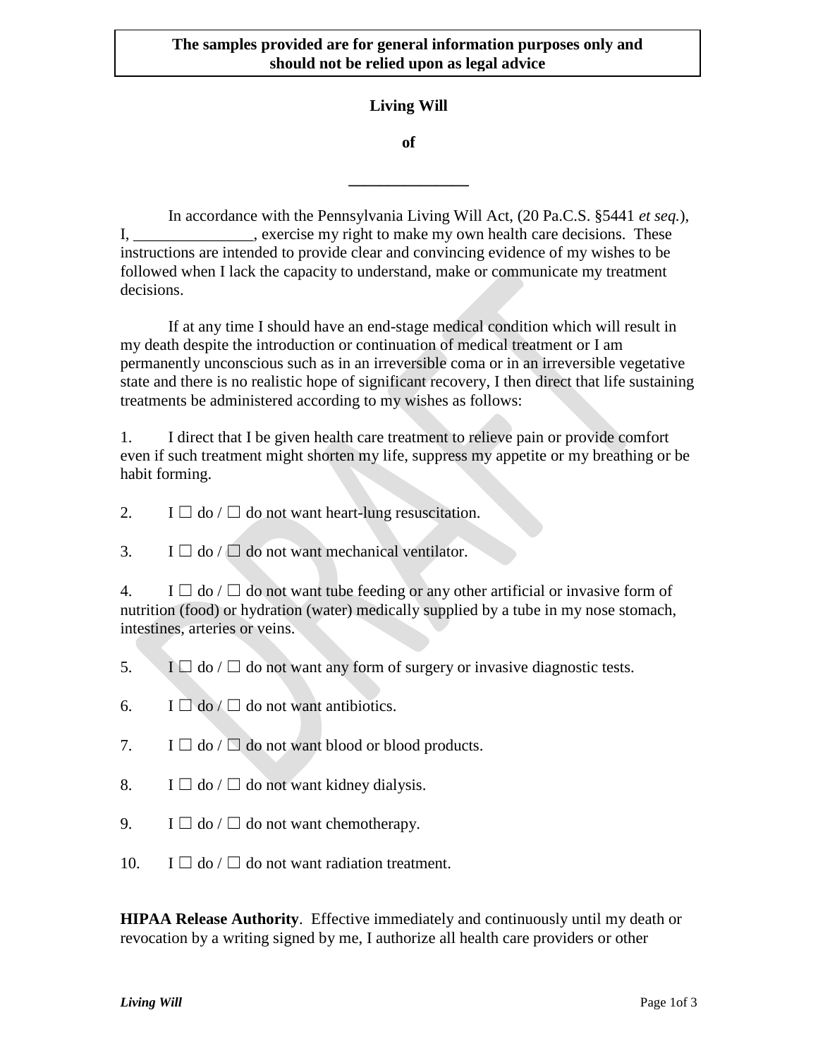**The samples provided are for general information purposes only and should not be relied upon as legal advice**

# Living Will

**of**

**_______________**

In accordance with the Pennsylvania Living Will Act, (20 Pa.C.S. §5441 *et seq.*), I, _______________, exercise my right to make my own health care decisions. These instructions are intended to provide clear and convincing evidence of my wishes to be followed when I lack the capacity to understand, make or communicate my treatment decisions.

If at any time I should have an end-stage medical condition which will result in my death despite the introduction or continuation of medical treatment or I am permanently unconscious such as in an irreversible coma or in an irreversible vegetative state and there is no realistic hope of significant recovery, I then direct that life sustaining treatments be administered according to my wishes as follows:

1. I direct that I be given health care treatment to relieve pain or provide comfort even if such treatment might shorten my life, suppress my appetite or my breathing or be habit forming.

2. I ☐ do / ☐ do not want heart-lung resuscitation.

3. I ☐ do / ☐ do not want mechanical ventilator.

4. I ☐ do / ☐ do not want tube feeding or any other artificial or invasive form of nutrition (food) or hydration (water) medically supplied by a tube in my nose stomach, intestines, arteries or veins.

5. I ☐ do / ☐ do not want any form of surgery or invasive diagnostic tests.

6. I ☐ do / ☐ do not want antibiotics.

7. I ☐ do / ☐ do not want blood or blood products.

8. I ☐ do / ☐ do not want kidney dialysis.

9. I ☐ do / ☐ do not want chemotherapy.

10. I ☐ do / ☐ do not want radiation treatment.

**HIPAA Release Authority**. Effective immediately and continuously until my death or revocation by a writing signed by me, I authorize all health care providers or other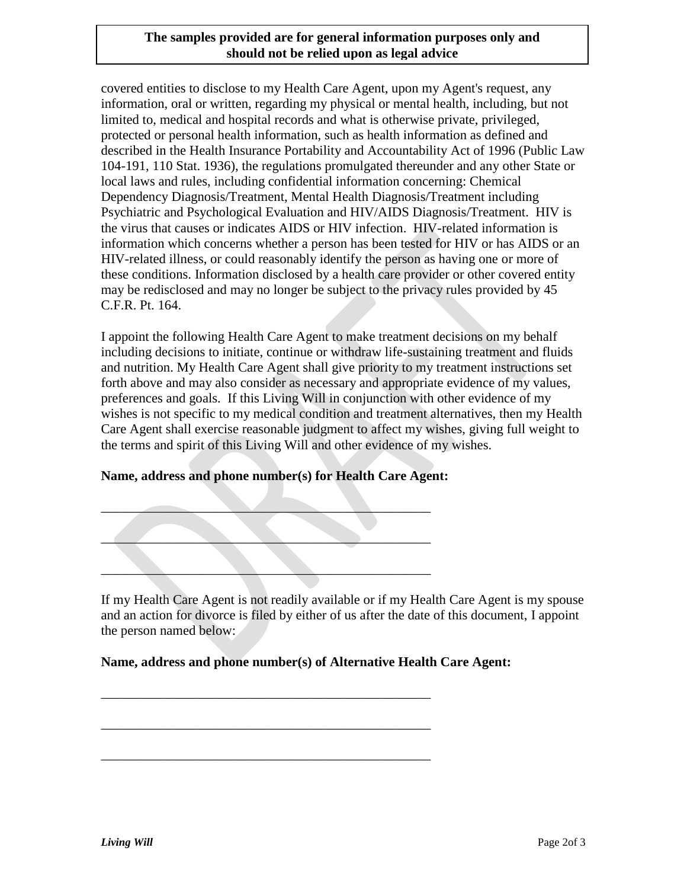**The samples provided are for general information purposes only and should not be relied upon as legal advice**

covered entities to disclose to my Health Care Agent, upon my Agent's request, any information, oral or written, regarding my physical or mental health, including, but not limited to, medical and hospital records and what is otherwise private, privileged, protected or personal health information, such as health information as defined and described in the Health Insurance Portability and Accountability Act of 1996 (Public Law 104-191, 110 Stat. 1936), the regulations promulgated thereunder and any other State or local laws and rules, including confidential information concerning: Chemical Dependency Diagnosis/Treatment, Mental Health Diagnosis/Treatment including Psychiatric and Psychological Evaluation and HIV/AIDS Diagnosis/Treatment. HIV is the virus that causes or indicates AIDS or HIV infection. HIV-related information is information which concerns whether a person has been tested for HIV or has AIDS or an HIV-related illness, or could reasonably identify the person as having one or more of these conditions. Information disclosed by a health care provider or other covered entity may be redisclosed and may no longer be subject to the privacy rules provided by 45 C.F.R. Pt. 164.

I appoint the following Health Care Agent to make treatment decisions on my behalf including decisions to initiate, continue or withdraw life-sustaining treatment and fluids and nutrition. My Health Care Agent shall give priority to my treatment instructions set forth above and may also consider as necessary and appropriate evidence of my values, preferences and goals. If this Living Will in conjunction with other evidence of my wishes is not specific to my medical condition and treatment alternatives, then my Health Care Agent shall exercise reasonable judgment to affect my wishes, giving full weight to the terms and spirit of this Living Will and other evidence of my wishes.

**Name, address and phone number(s) for Health Care Agent:**

___________________________________________________

___________________________________________________

___________________________________________________

If my Health Care Agent is not readily available or if my Health Care Agent is my spouse and an action for divorce is filed by either of us after the date of this document, I appoint the person named below:

**Name, address and phone number(s) of Alternative Health Care Agent:**

___________________________________________________

___________________________________________________

___________________________________________________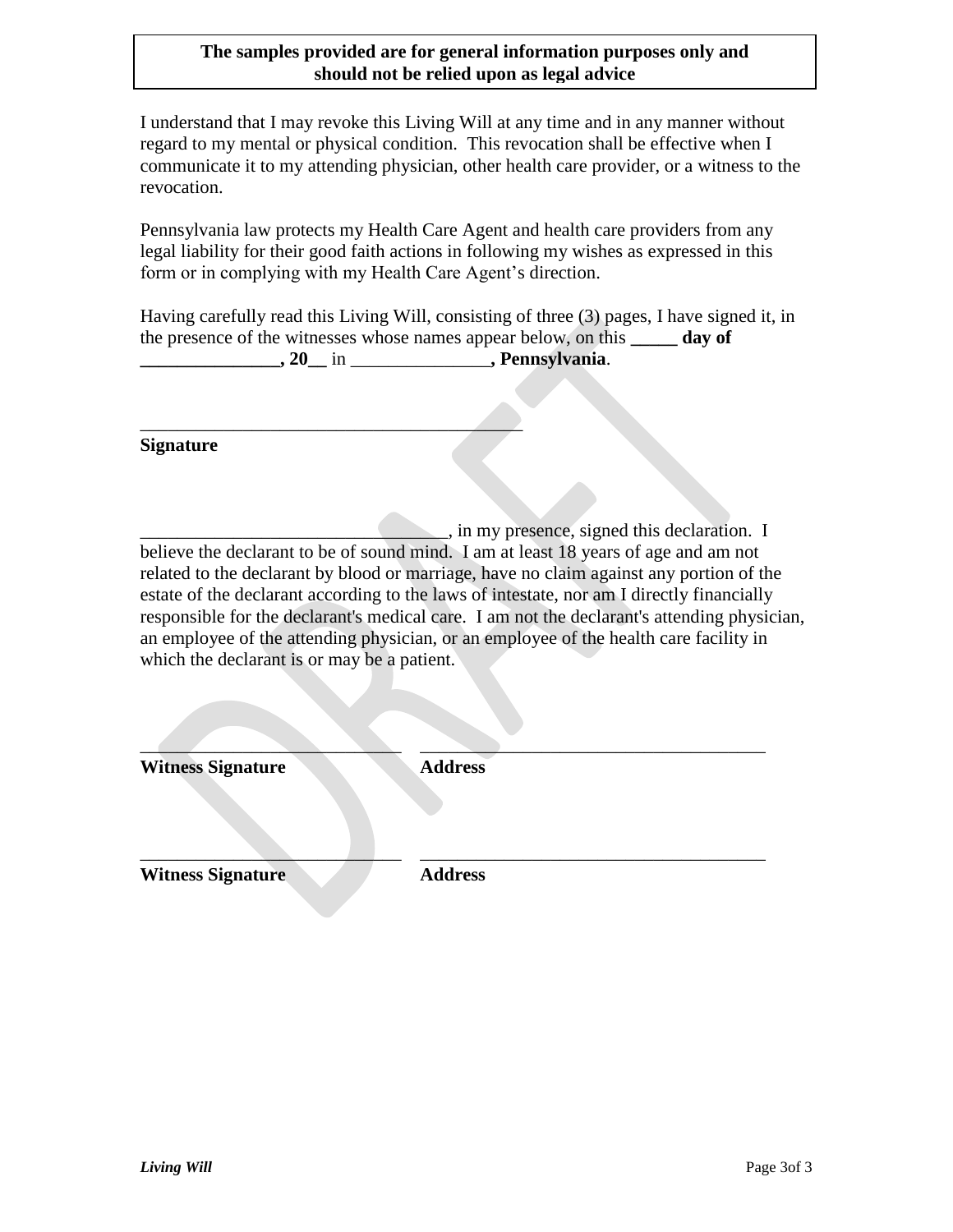**The samples provided are for general information purposes only and should not be relied upon as legal advice**

I understand that I may revoke this Living Will at any time and in any manner without regard to my mental or physical condition. This revocation shall be effective when I communicate it to my attending physician, other health care provider, or a witness to the revocation.

Pennsylvania law protects my Health Care Agent and health care providers from any legal liability for their good faith actions in following my wishes as expressed in this form or in complying with my Health Care Agent's direction.

Having carefully read this Living Will, consisting of three (3) pages, I have signed it, in the presence of the witnesses whose names appear below, on this **_____ day of _______________, 20__** in _______________**, Pennsylvania**.

_________________________________________

**Signature**

________________________________, in my presence, signed this declaration. I believe the declarant to be of sound mind. I am at least 18 years of age and am not related to the declarant by blood or marriage, have no claim against any portion of the estate of the declarant according to the laws of intestate, nor am I directly financially responsible for the declarant's medical care. I am not the declarant's attending physician, an employee of the attending physician, or an employee of the health care facility in which the declarant is or may be a patient.

____________________________ ____________________________________

**Witness Signature** **Address**

____________________________ ____________________________________

**Witness Signature** **Address**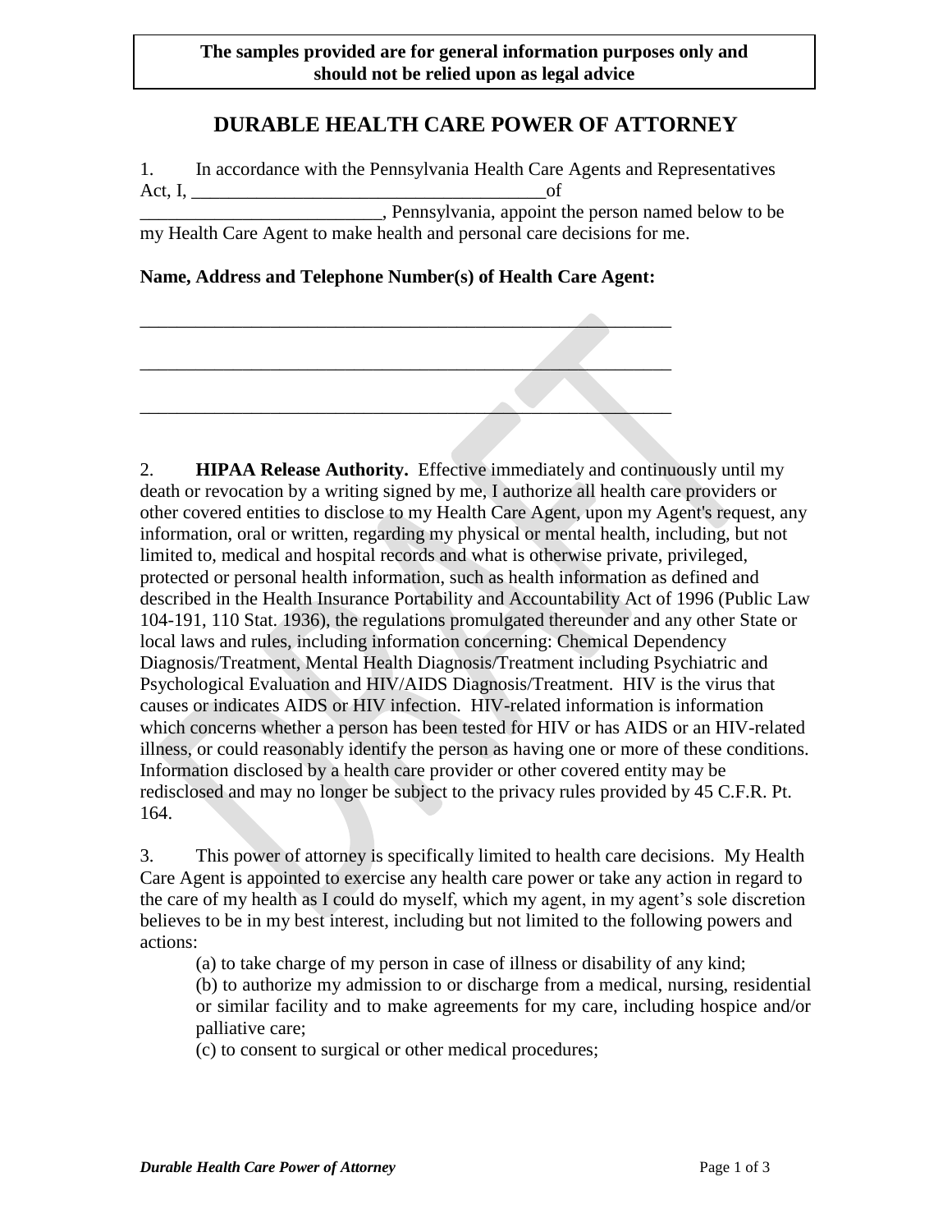**The samples provided are for general information purposes only and should not be relied upon as legal advice**

# DURABLE HEALTH CARE POWER OF ATTORNEY

1. In accordance with the Pennsylvania Health Care Agents and Representatives Act, I, _______________________________________of _________________________, Pennsylvania, appoint the person named below to be my Health Care Agent to make health and personal care decisions for me.

**Name, Address and Telephone Number(s) of Health Care Agent:**

___________________________________________________________

___________________________________________________________

___________________________________________________________

2. **HIPAA Release Authority.** Effective immediately and continuously until my death or revocation by a writing signed by me, I authorize all health care providers or other covered entities to disclose to my Health Care Agent, upon my Agent's request, any information, oral or written, regarding my physical or mental health, including, but not limited to, medical and hospital records and what is otherwise private, privileged, protected or personal health information, such as health information as defined and described in the Health Insurance Portability and Accountability Act of 1996 (Public Law 104-191, 110 Stat. 1936), the regulations promulgated thereunder and any other State or local laws and rules, including information concerning: Chemical Dependency Diagnosis/Treatment, Mental Health Diagnosis/Treatment including Psychiatric and Psychological Evaluation and HIV/AIDS Diagnosis/Treatment. HIV is the virus that causes or indicates AIDS or HIV infection. HIV-related information is information which concerns whether a person has been tested for HIV or has AIDS or an HIV-related illness, or could reasonably identify the person as having one or more of these conditions. Information disclosed by a health care provider or other covered entity may be redisclosed and may no longer be subject to the privacy rules provided by 45 C.F.R. Pt. 164.

3. This power of attorney is specifically limited to health care decisions. My Health Care Agent is appointed to exercise any health care power or take any action in regard to the care of my health as I could do myself, which my agent, in my agent's sole discretion believes to be in my best interest, including but not limited to the following powers and actions:

(a) to take charge of my person in case of illness or disability of any kind;

(b) to authorize my admission to or discharge from a medical, nursing, residential or similar facility and to make agreements for my care, including hospice and/or palliative care;

(c) to consent to surgical or other medical procedures;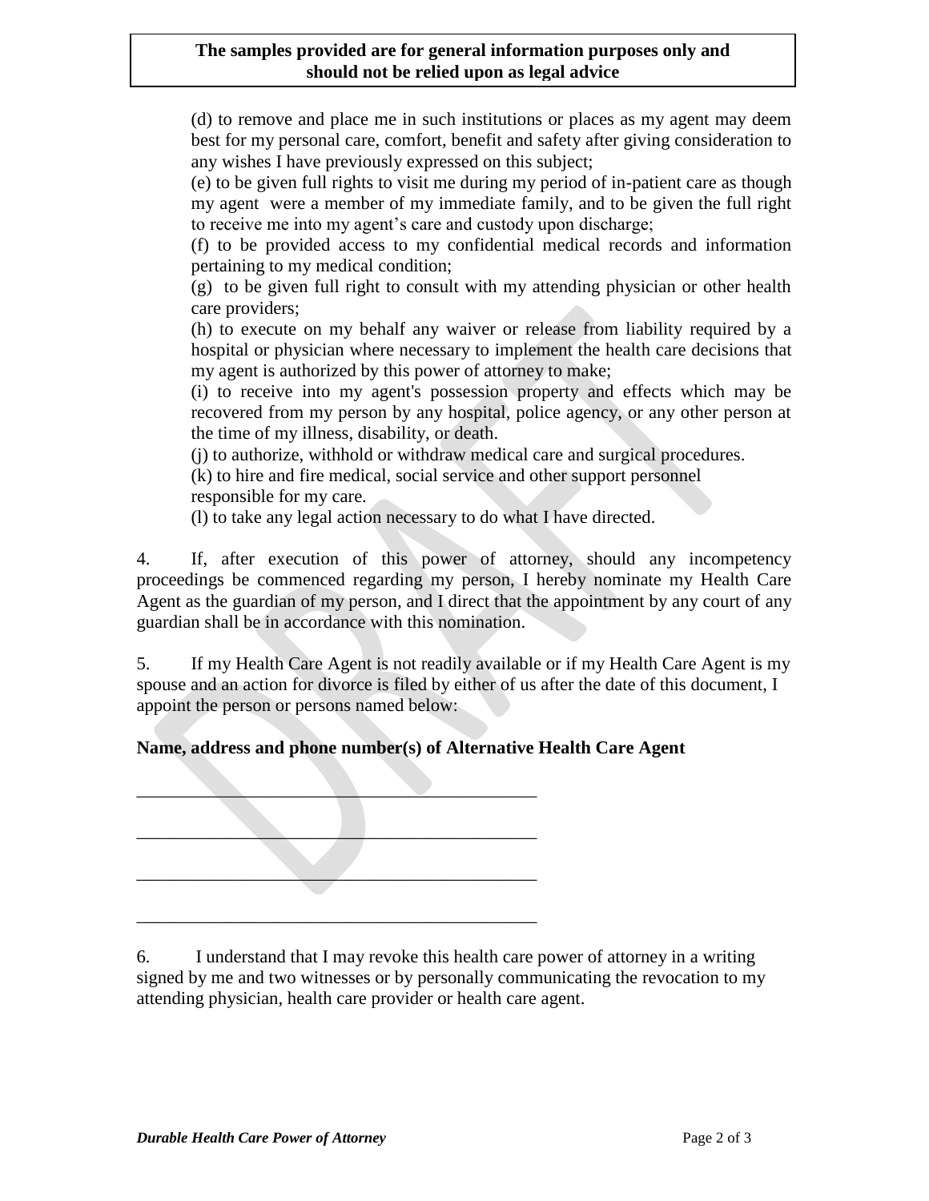**The samples provided are for general information purposes only and should not be relied upon as legal advice**

(d) to remove and place me in such institutions or places as my agent may deem best for my personal care, comfort, benefit and safety after giving consideration to any wishes I have previously expressed on this subject;

(e) to be given full rights to visit me during my period of in-patient care as though my agent were a member of my immediate family, and to be given the full right to receive me into my agent's care and custody upon discharge;

(f) to be provided access to my confidential medical records and information pertaining to my medical condition;

(g) to be given full right to consult with my attending physician or other health care providers;

(h) to execute on my behalf any waiver or release from liability required by a hospital or physician where necessary to implement the health care decisions that my agent is authorized by this power of attorney to make;

(i) to receive into my agent's possession property and effects which may be recovered from my person by any hospital, police agency, or any other person at the time of my illness, disability, or death.

(j) to authorize, withhold or withdraw medical care and surgical procedures.

(k) to hire and fire medical, social service and other support personnel responsible for my care.

(l) to take any legal action necessary to do what I have directed.

4. If, after execution of this power of attorney, should any incompetency proceedings be commenced regarding my person, I hereby nominate my Health Care Agent as the guardian of my person, and I direct that the appointment by any court of any guardian shall be in accordance with this nomination.

5. If my Health Care Agent is not readily available or if my Health Care Agent is my spouse and an action for divorce is filed by either of us after the date of this document, I appoint the person or persons named below:

**Name, address and phone number(s) of Alternative Health Care Agent**

\_\_\_\_\_\_\_\_\_\_\_\_\_\_\_\_\_\_\_\_\_\_\_\_\_\_\_\_\_\_\_\_\_\_\_\_\_\_\_\_\_\_\_\_

\_\_\_\_\_\_\_\_\_\_\_\_\_\_\_\_\_\_\_\_\_\_\_\_\_\_\_\_\_\_\_\_\_\_\_\_\_\_\_\_\_\_\_\_

\_\_\_\_\_\_\_\_\_\_\_\_\_\_\_\_\_\_\_\_\_\_\_\_\_\_\_\_\_\_\_\_\_\_\_\_\_\_\_\_\_\_\_\_

\_\_\_\_\_\_\_\_\_\_\_\_\_\_\_\_\_\_\_\_\_\_\_\_\_\_\_\_\_\_\_\_\_\_\_\_\_\_\_\_\_\_\_\_

6. I understand that I may revoke this health care power of attorney in a writing signed by me and two witnesses or by personally communicating the revocation to my attending physician, health care provider or health care agent.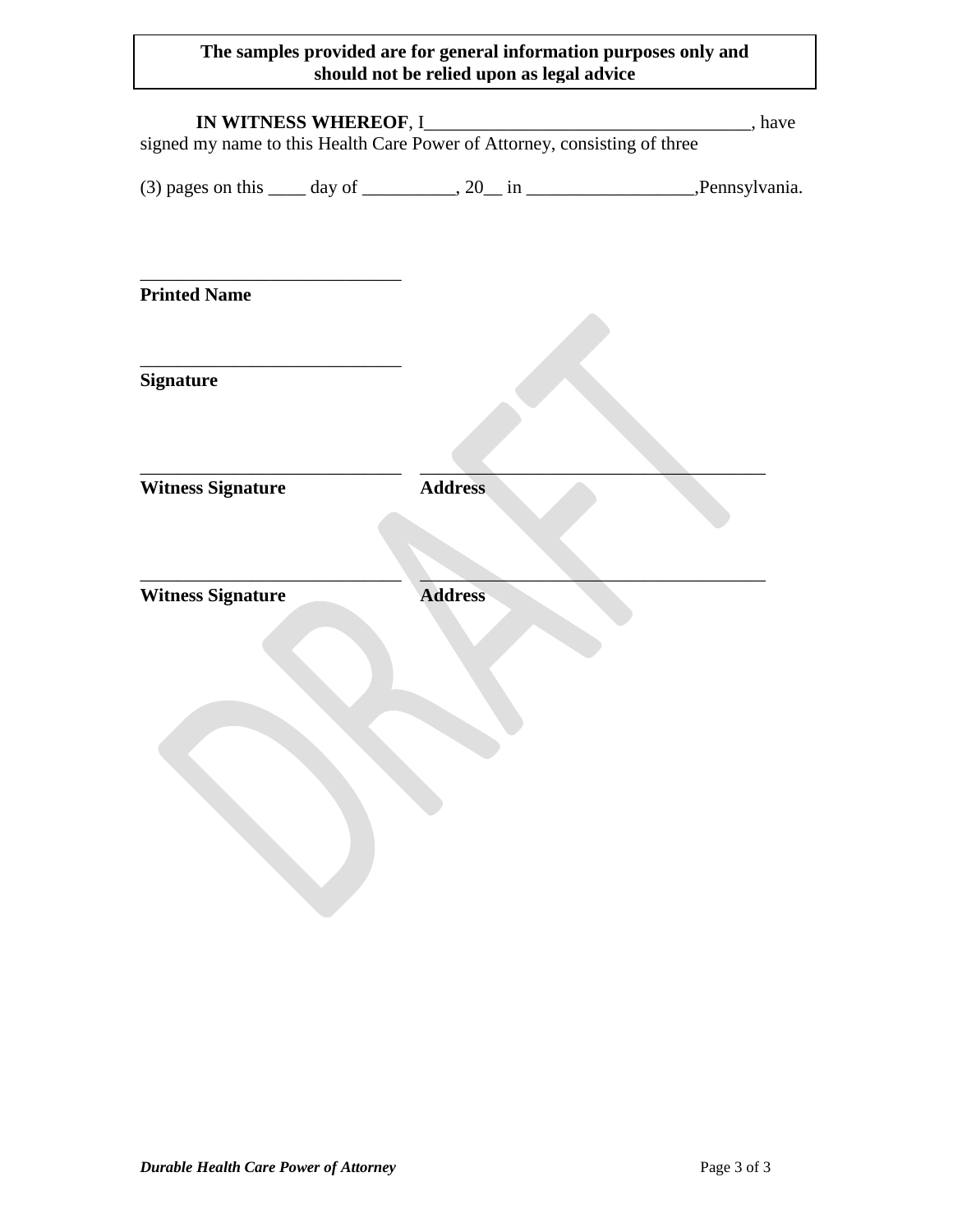**The samples provided are for general information purposes only and should not be relied upon as legal advice**

**IN WITNESS WHEREOF**, I___________________________________, have signed my name to this Health Care Power of Attorney, consisting of three

(3) pages on this ____ day of __________, 20__ in __________________,Pennsylvania.

_____________________________
**Printed Name**

_____________________________
**Signature**

_____________________________ _______________________________________
**Witness Signature** **Address**

_____________________________ _______________________________________
**Witness Signature** **Address**

*Durable Health Care Power of Attorney*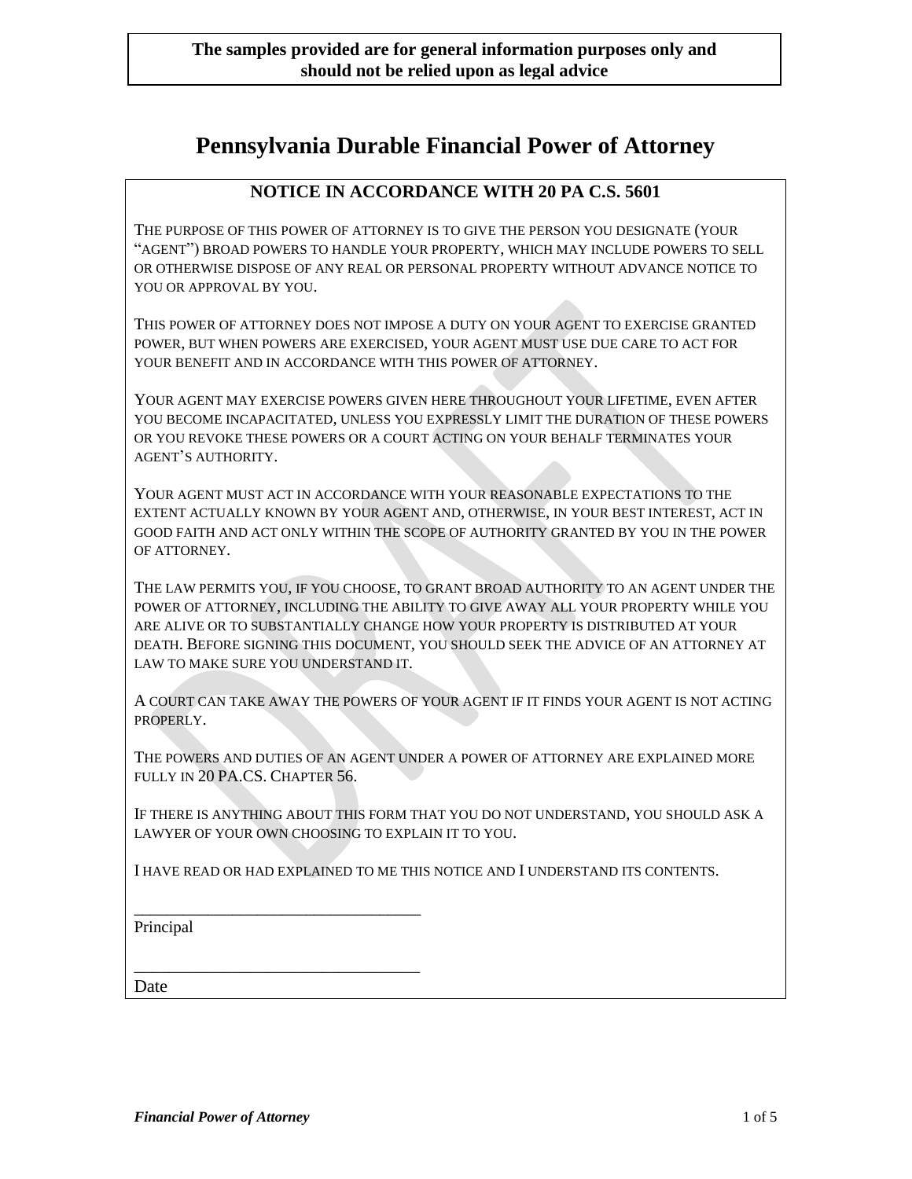**The samples provided are for general information purposes only and should not be relied upon as legal advice**

# Pennsylvania Durable Financial Power of Attorney

## NOTICE IN ACCORDANCE WITH 20 PA C.S. 5601

THE PURPOSE OF THIS POWER OF ATTORNEY IS TO GIVE THE PERSON YOU DESIGNATE (YOUR "AGENT") BROAD POWERS TO HANDLE YOUR PROPERTY, WHICH MAY INCLUDE POWERS TO SELL OR OTHERWISE DISPOSE OF ANY REAL OR PERSONAL PROPERTY WITHOUT ADVANCE NOTICE TO YOU OR APPROVAL BY YOU.

THIS POWER OF ATTORNEY DOES NOT IMPOSE A DUTY ON YOUR AGENT TO EXERCISE GRANTED POWER, BUT WHEN POWERS ARE EXERCISED, YOUR AGENT MUST USE DUE CARE TO ACT FOR YOUR BENEFIT AND IN ACCORDANCE WITH THIS POWER OF ATTORNEY.

YOUR AGENT MAY EXERCISE POWERS GIVEN HERE THROUGHOUT YOUR LIFETIME, EVEN AFTER YOU BECOME INCAPACITATED, UNLESS YOU EXPRESSLY LIMIT THE DURATION OF THESE POWERS OR YOU REVOKE THESE POWERS OR A COURT ACTING ON YOUR BEHALF TERMINATES YOUR AGENT'S AUTHORITY.

YOUR AGENT MUST ACT IN ACCORDANCE WITH YOUR REASONABLE EXPECTATIONS TO THE EXTENT ACTUALLY KNOWN BY YOUR AGENT AND, OTHERWISE, IN YOUR BEST INTEREST, ACT IN GOOD FAITH AND ACT ONLY WITHIN THE SCOPE OF AUTHORITY GRANTED BY YOU IN THE POWER OF ATTORNEY.

THE LAW PERMITS YOU, IF YOU CHOOSE, TO GRANT BROAD AUTHORITY TO AN AGENT UNDER THE POWER OF ATTORNEY, INCLUDING THE ABILITY TO GIVE AWAY ALL YOUR PROPERTY WHILE YOU ARE ALIVE OR TO SUBSTANTIALLY CHANGE HOW YOUR PROPERTY IS DISTRIBUTED AT YOUR DEATH. BEFORE SIGNING THIS DOCUMENT, YOU SHOULD SEEK THE ADVICE OF AN ATTORNEY AT LAW TO MAKE SURE YOU UNDERSTAND IT.

A COURT CAN TAKE AWAY THE POWERS OF YOUR AGENT IF IT FINDS YOUR AGENT IS NOT ACTING PROPERLY.

THE POWERS AND DUTIES OF AN AGENT UNDER A POWER OF ATTORNEY ARE EXPLAINED MORE FULLY IN 20 PA.CS. CHAPTER 56.

IF THERE IS ANYTHING ABOUT THIS FORM THAT YOU DO NOT UNDERSTAND, YOU SHOULD ASK A LAWYER OF YOUR OWN CHOOSING TO EXPLAIN IT TO YOU.

I HAVE READ OR HAD EXPLAINED TO ME THIS NOTICE AND I UNDERSTAND ITS CONTENTS.

\_\_\_\_\_\_\_\_\_\_\_\_\_\_\_\_\_\_\_\_\_\_\_\_\_\_\_\_\_\_\_\_\_\_
Principal

\_\_\_\_\_\_\_\_\_\_\_\_\_\_\_\_\_\_\_\_\_\_\_\_\_\_\_\_\_\_\_\_\_\_
Date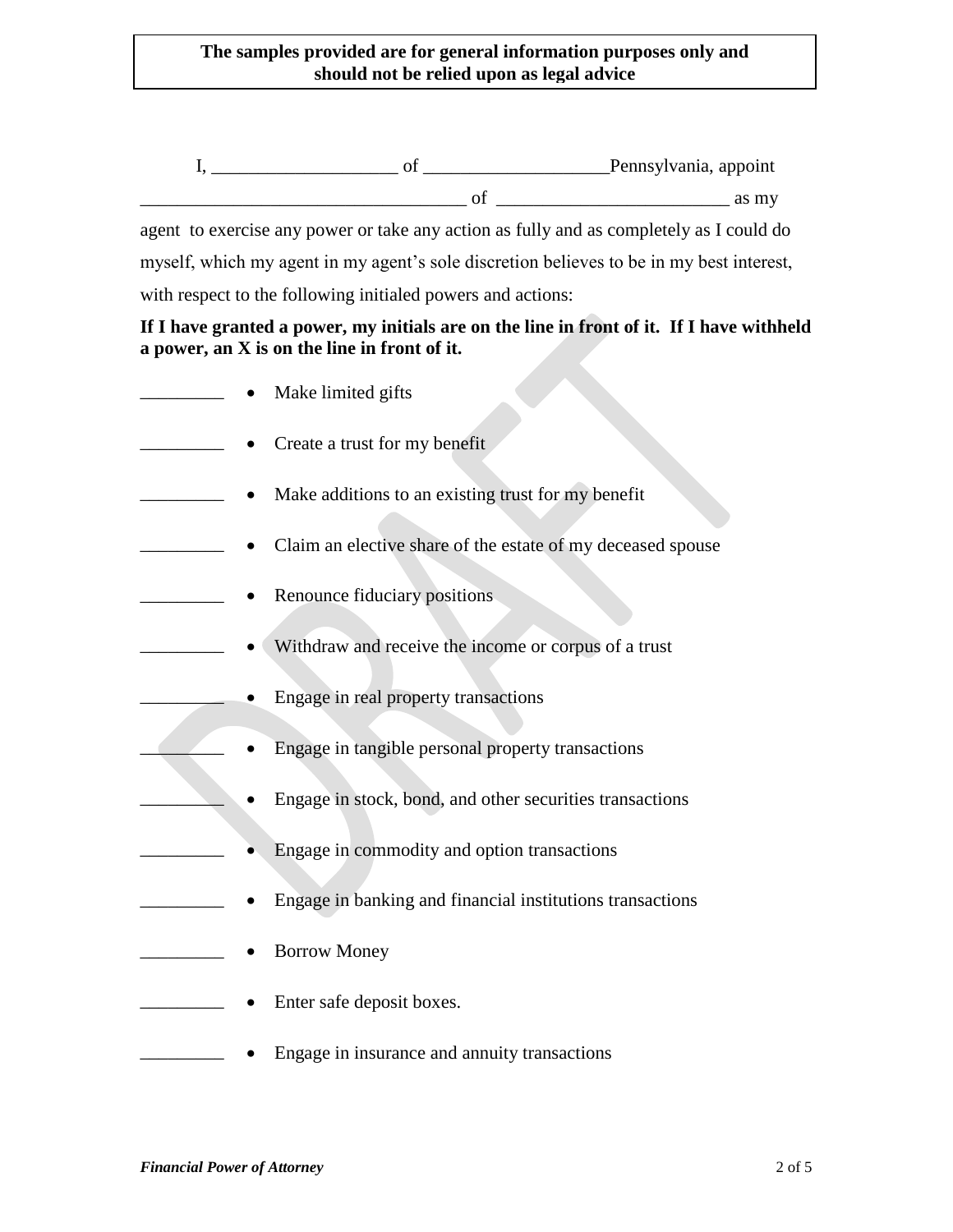**The samples provided are for general information purposes only and should not be relied upon as legal advice**

I, ____________________ of ____________________Pennsylvania, appoint ___________________________________ of _________________________ as my agent to exercise any power or take any action as fully and as completely as I could do myself, which my agent in my agent's sole discretion believes to be in my best interest, with respect to the following initialed powers and actions:

**If I have granted a power, my initials are on the line in front of it. If I have withheld a power, an X is on the line in front of it.**

_________ • Make limited gifts

_________ • Create a trust for my benefit

_________ • Make additions to an existing trust for my benefit

_________ • Claim an elective share of the estate of my deceased spouse

_________ • Renounce fiduciary positions

_________ • Withdraw and receive the income or corpus of a trust

_________ • Engage in real property transactions

_________ • Engage in tangible personal property transactions

_________ • Engage in stock, bond, and other securities transactions

_________ • Engage in commodity and option transactions

_________ • Engage in banking and financial institutions transactions

_________ • Borrow Money

_________ • Enter safe deposit boxes.

_________ • Engage in insurance and annuity transactions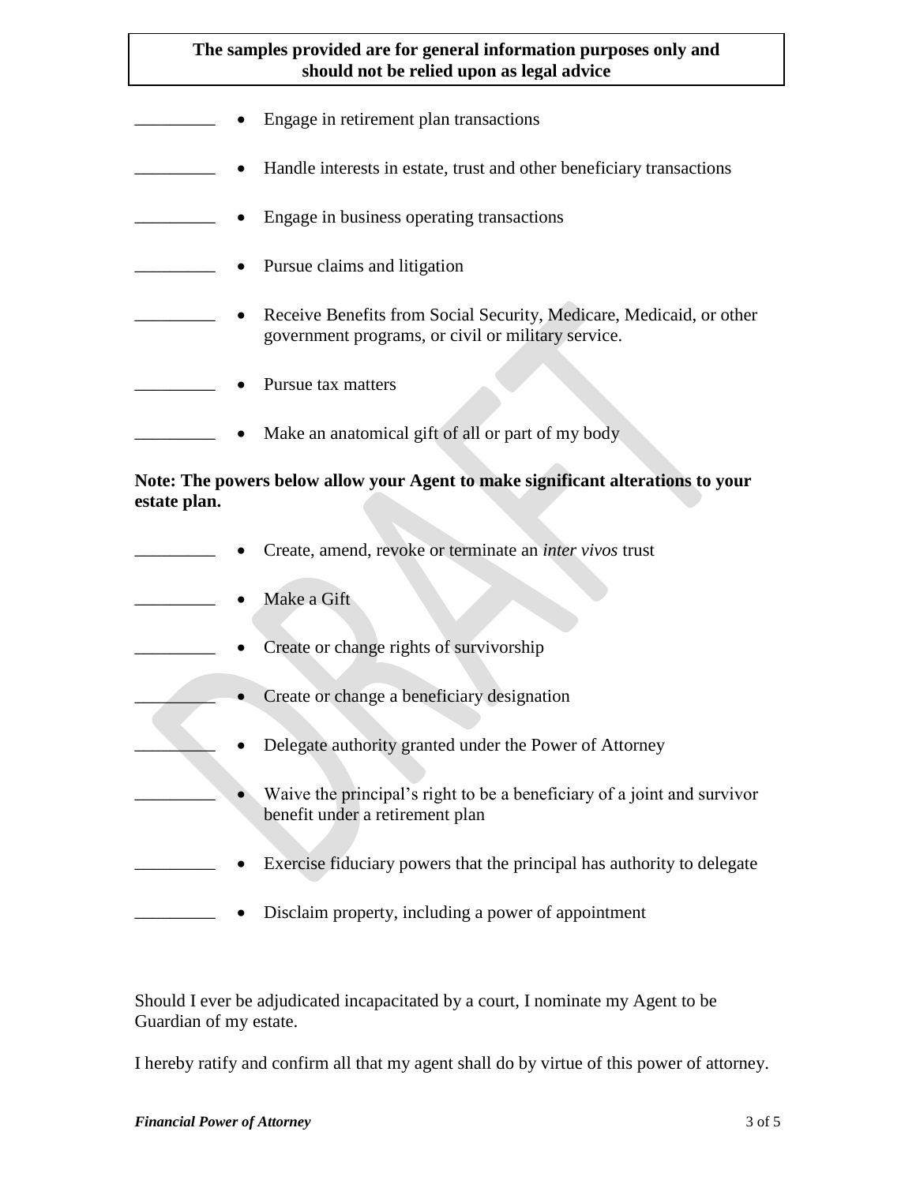**The samples provided are for general information purposes only and should not be relied upon as legal advice**

_________ • Engage in retirement plan transactions

_________ • Handle interests in estate, trust and other beneficiary transactions

_________ • Engage in business operating transactions

_________ • Pursue claims and litigation

_________ • Receive Benefits from Social Security, Medicare, Medicaid, or other government programs, or civil or military service.

_________ • Pursue tax matters

_________ • Make an anatomical gift of all or part of my body

**Note: The powers below allow your Agent to make significant alterations to your estate plan.**

_________ • Create, amend, revoke or terminate an *inter vivos* trust

_________ • Make a Gift

_________ • Create or change rights of survivorship

_________ • Create or change a beneficiary designation

_________ • Delegate authority granted under the Power of Attorney

_________ • Waive the principal's right to be a beneficiary of a joint and survivor benefit under a retirement plan

_________ • Exercise fiduciary powers that the principal has authority to delegate

_________ • Disclaim property, including a power of appointment

Should I ever be adjudicated incapacitated by a court, I nominate my Agent to be Guardian of my estate.

I hereby ratify and confirm all that my agent shall do by virtue of this power of attorney.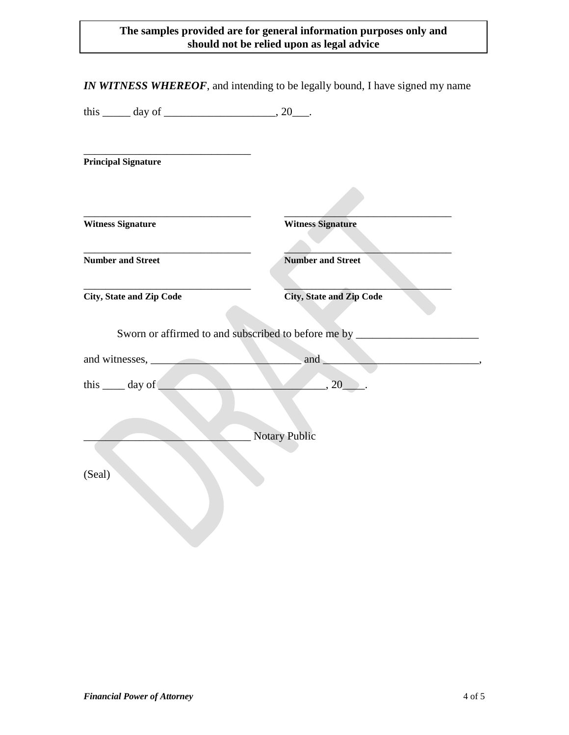**The samples provided are for general information purposes only and should not be relied upon as legal advice**

***IN WITNESS WHEREOF***, and intending to be legally bound, I have signed my name

this _____ day of ____________________, 20___.

________________________________
**Principal Signature**

| | |
|---|---|
| ________________________________ | ________________________________ |
| **Witness Signature** | **Witness Signature** |
| ________________________________ | ________________________________ |
| **Number and Street** | **Number and Street** |
| ________________________________ | ________________________________ |
| **City, State and Zip Code** | **City, State and Zip Code** |

Sworn or affirmed to and subscribed to before me by ______________________

and witnesses, ____________________________ and ____________________________,

this ____ day of ______________________________, 20____.

______________________________ Notary Public

(Seal)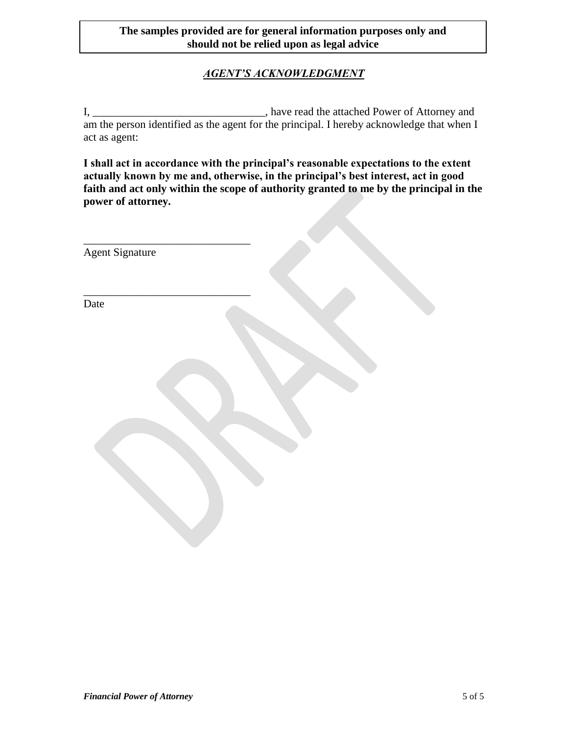**The samples provided are for general information purposes only and should not be relied upon as legal advice**

## ***AGENT'S ACKNOWLEDGMENT***

I, ______________________________, have read the attached Power of Attorney and am the person identified as the agent for the principal. I hereby acknowledge that when I act as agent:

**I shall act in accordance with the principal's reasonable expectations to the extent actually known by me and, otherwise, in the principal's best interest, act in good faith and act only within the scope of authority granted to me by the principal in the power of attorney.**

______________________________
Agent Signature

______________________________
Date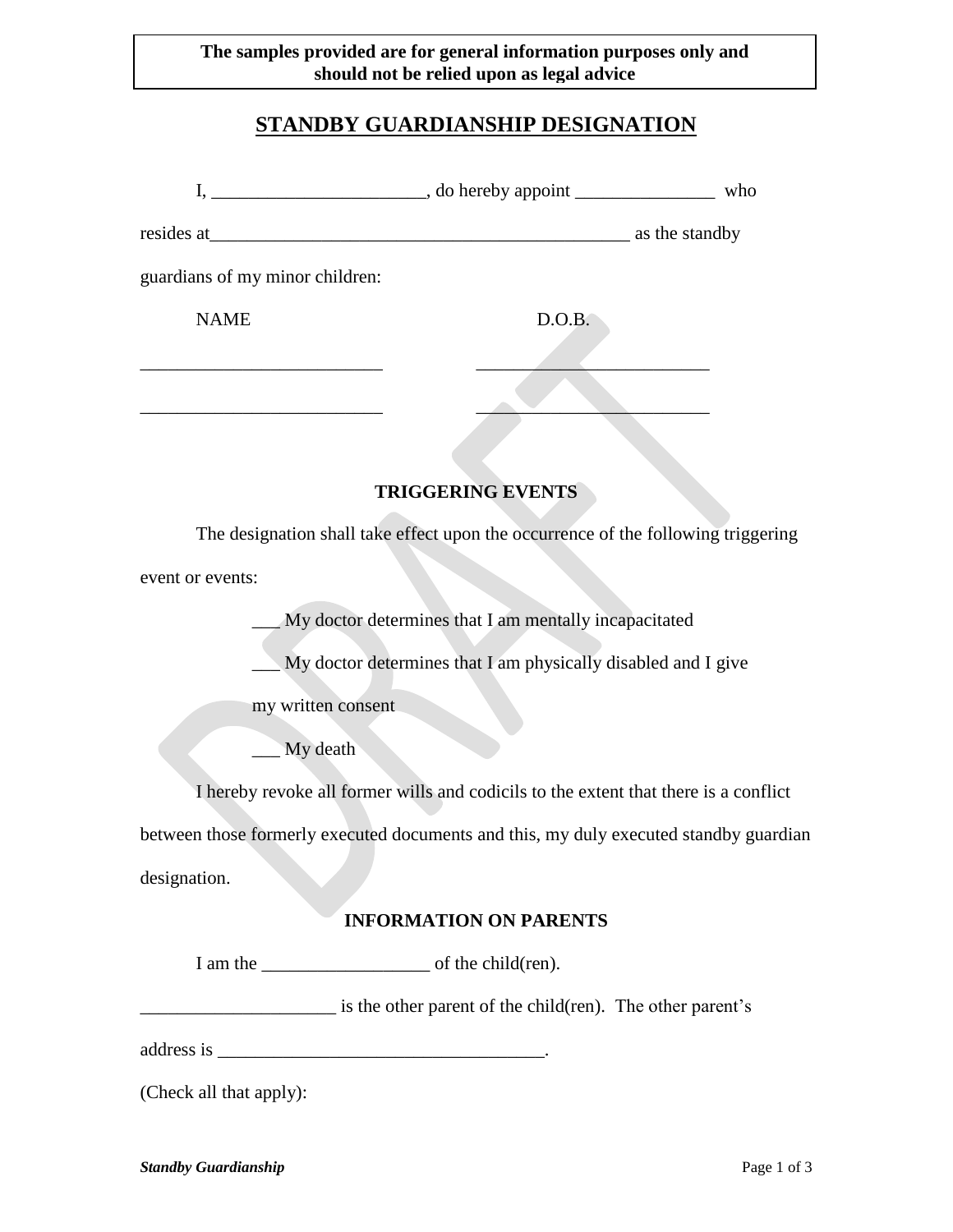**The samples provided are for general information purposes only and should not be relied upon as legal advice**

# STANDBY GUARDIANSHIP DESIGNATION

I, _______________________, do hereby appoint _______________ who resides at_______________________________________________ as the standby guardians of my minor children:

| NAME | D.O.B. |
|---|---|
| __________________________ | _________________________ |
| __________________________ | _________________________ |

## TRIGGERING EVENTS

The designation shall take effect upon the occurrence of the following triggering event or events:

___ My doctor determines that I am mentally incapacitated

___ My doctor determines that I am physically disabled and I give my written consent

___ My death

I hereby revoke all former wills and codicils to the extent that there is a conflict between those formerly executed documents and this, my duly executed standby guardian designation.

## INFORMATION ON PARENTS

I am the __________________ of the child(ren).

_____________________ is the other parent of the child(ren). The other parent's address is ___________________________________.

(Check all that apply):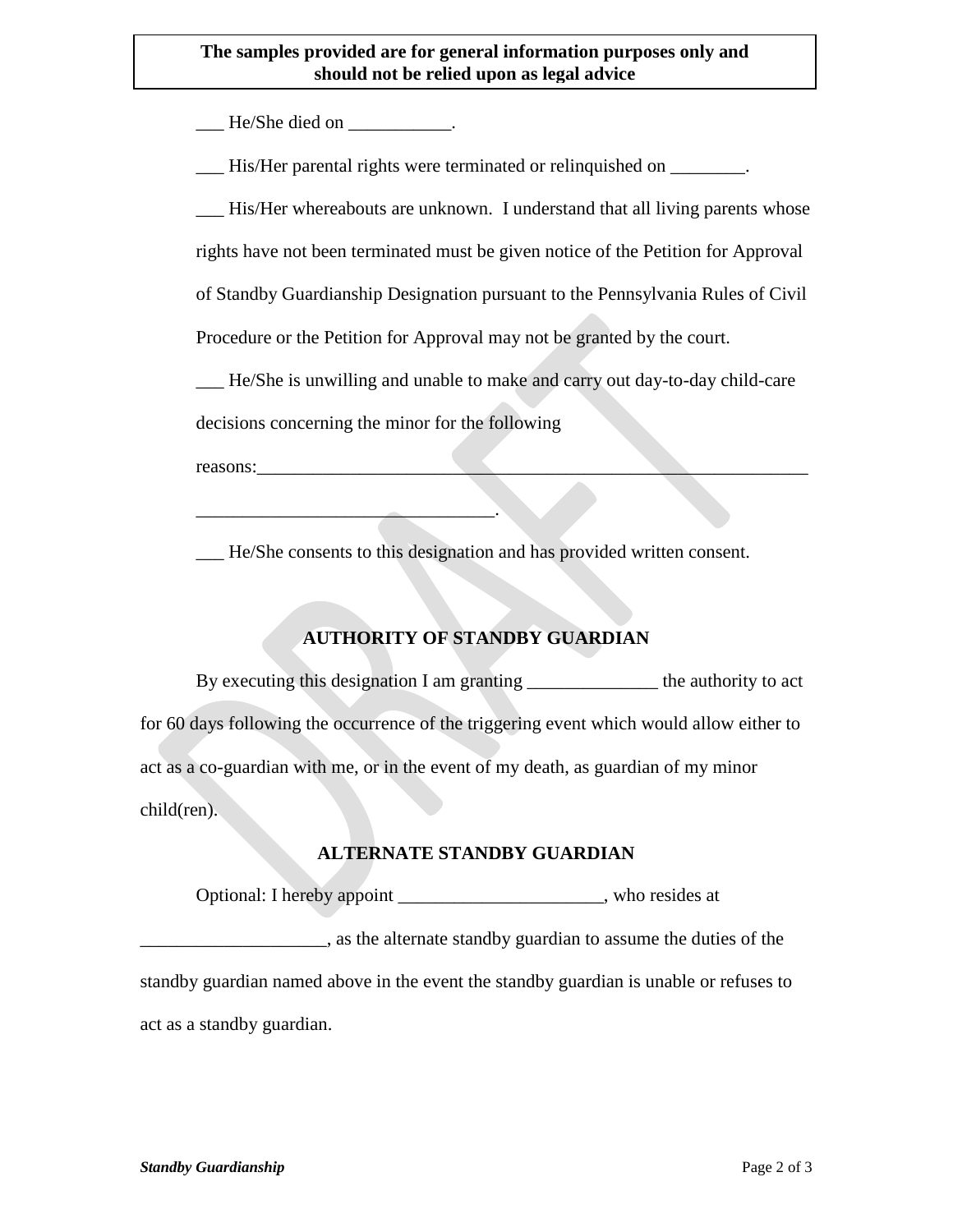**The samples provided are for general information purposes only and should not be relied upon as legal advice**

___ He/She died on ___________.

___ His/Her parental rights were terminated or relinquished on ________.

___ His/Her whereabouts are unknown. I understand that all living parents whose rights have not been terminated must be given notice of the Petition for Approval of Standby Guardianship Designation pursuant to the Pennsylvania Rules of Civil Procedure or the Petition for Approval may not be granted by the court.

___ He/She is unwilling and unable to make and carry out day-to-day child-care decisions concerning the minor for the following reasons:_______________________________________________________________ _________________________________.

___ He/She consents to this designation and has provided written consent.

## AUTHORITY OF STANDBY GUARDIAN

By executing this designation I am granting ______________ the authority to act for 60 days following the occurrence of the triggering event which would allow either to act as a co-guardian with me, or in the event of my death, as guardian of my minor child(ren).

## ALTERNATE STANDBY GUARDIAN

Optional: I hereby appoint ______________________, who resides at ____________________, as the alternate standby guardian to assume the duties of the standby guardian named above in the event the standby guardian is unable or refuses to act as a standby guardian.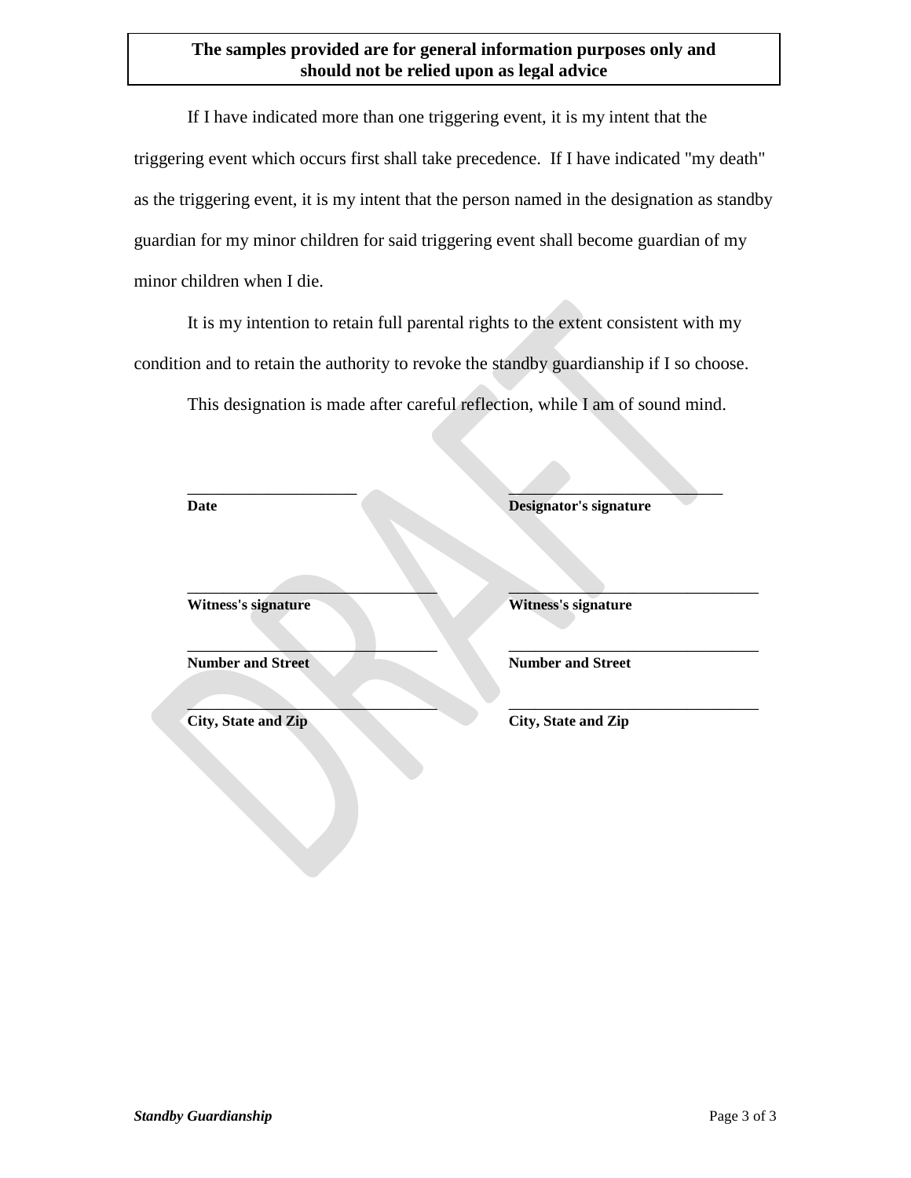**The samples provided are for general information purposes only and should not be relied upon as legal advice**

If I have indicated more than one triggering event, it is my intent that the triggering event which occurs first shall take precedence. If I have indicated "my death" as the triggering event, it is my intent that the person named in the designation as standby guardian for my minor children for said triggering event shall become guardian of my minor children when I die.

It is my intention to retain full parental rights to the extent consistent with my condition and to retain the authority to revoke the standby guardianship if I so choose.

This designation is made after careful reflection, while I am of sound mind.

_____________________ **Date**

___________________________ **Designator's signature**

_______________________________ **Witness's signature**

_______________________________ **Number and Street**

_______________________________ **City, State and Zip**

_______________________________ **Witness's signature**

_______________________________ **Number and Street**

_______________________________ **City, State and Zip**